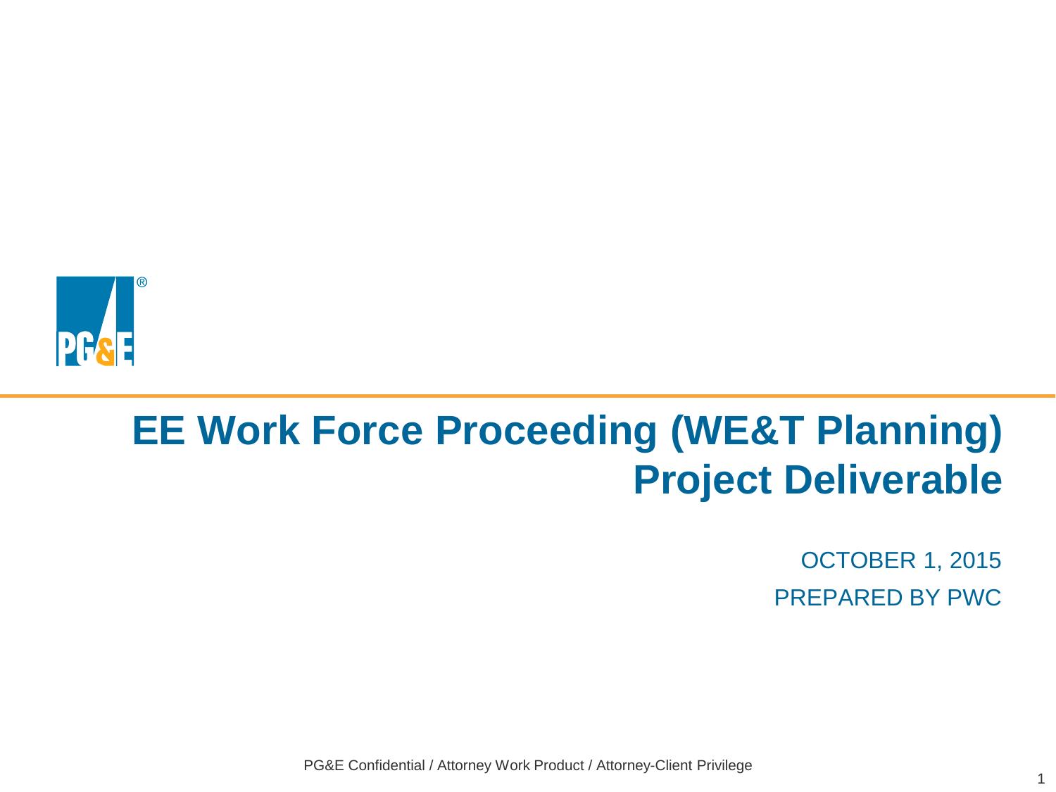# EE Work Force Proceeding (WE&T Planning) Project Deliverable

OCTOBER 1, 2015

PREPARED BY PWC

PG&E Confidential / Attorney Work Product / Attorney-Client Privilege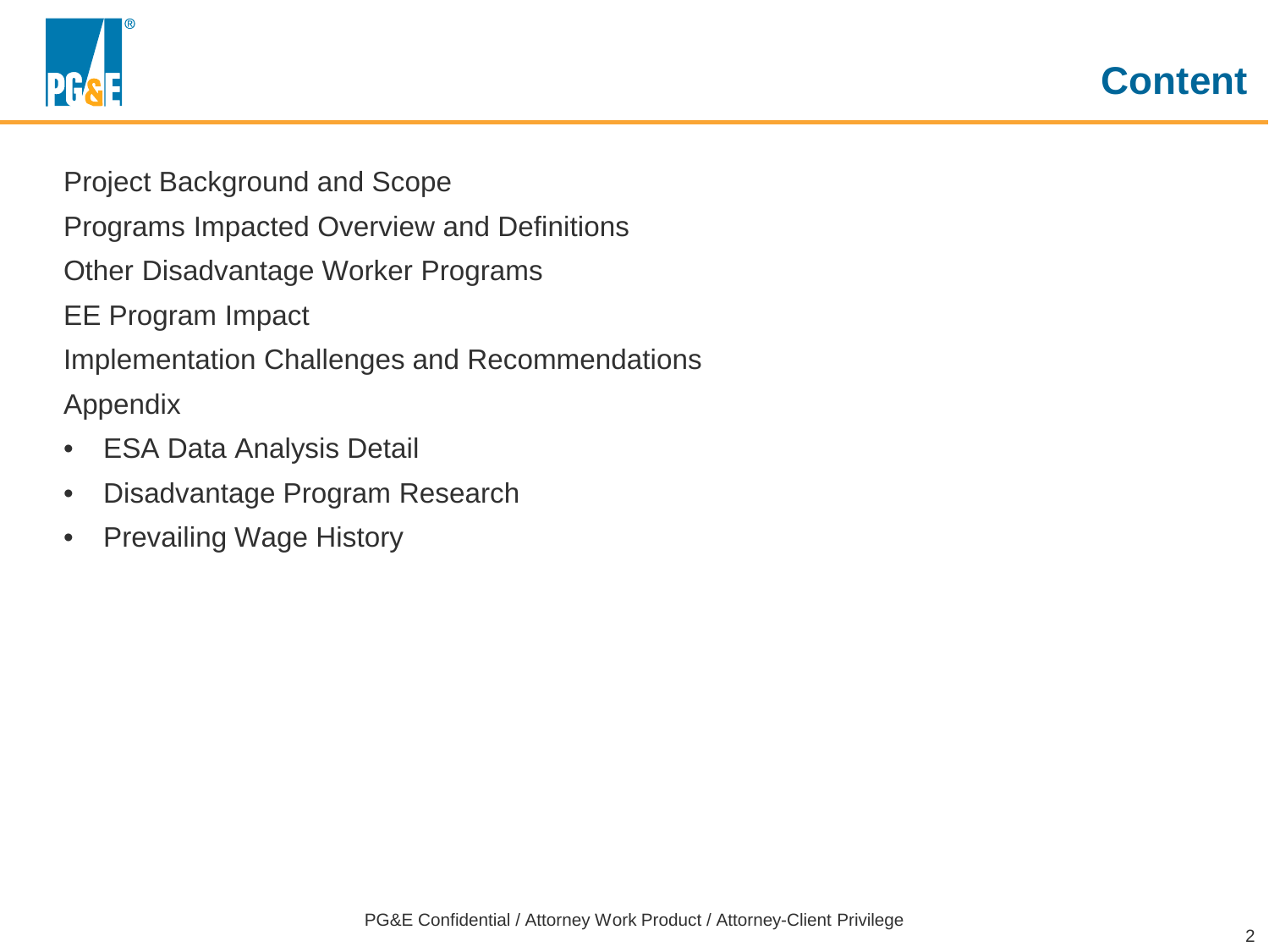# Content

Project Background and Scope

Programs Impacted Overview and Definitions

Other Disadvantage Worker Programs

EE Program Impact

Implementation Challenges and Recommendations

Appendix

- ESA Data Analysis Detail
- Disadvantage Program Research
- Prevailing Wage History

PG&E Confidential / Attorney Work Product / Attorney-Client Privilege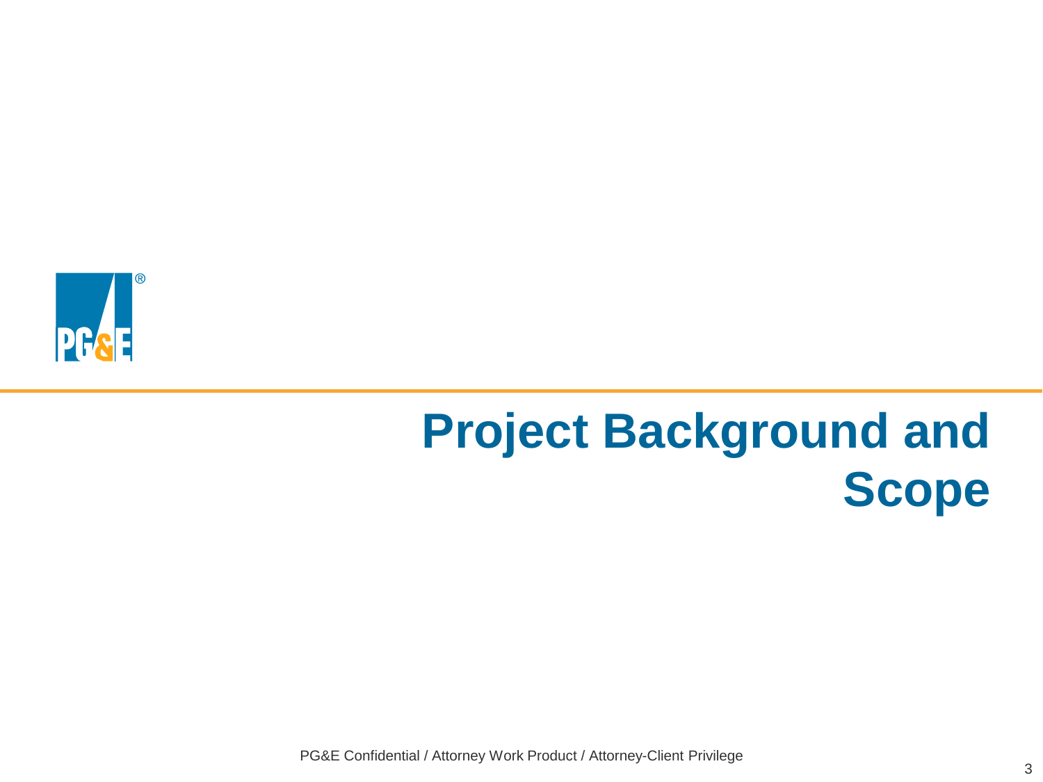# Project Background and Scope

PG&E Confidential / Attorney Work Product / Attorney-Client Privilege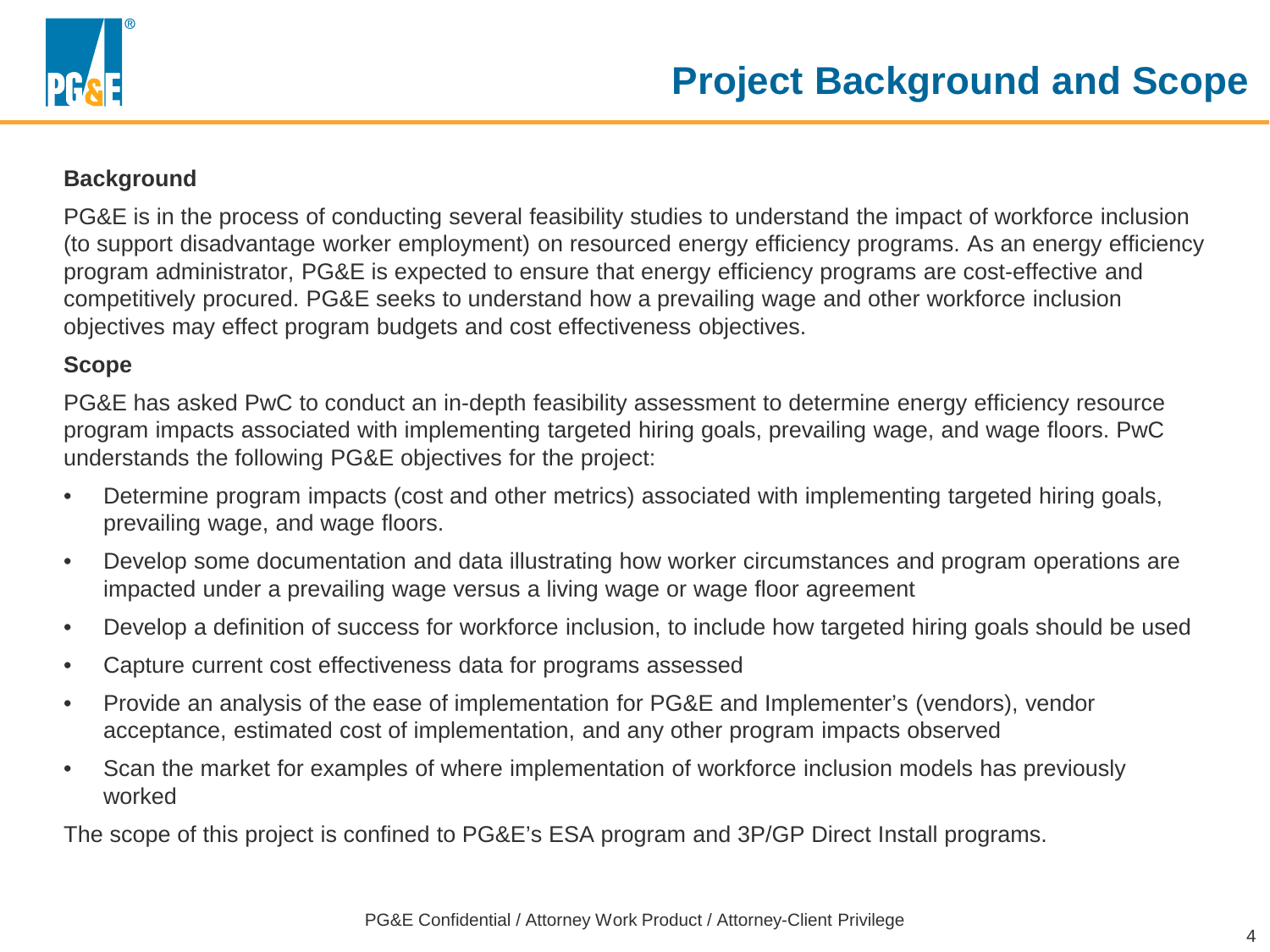# Project Background and Scope

**Background**

PG&E is in the process of conducting several feasibility studies to understand the impact of workforce inclusion (to support disadvantage worker employment) on resourced energy efficiency programs. As an energy efficiency program administrator, PG&E is expected to ensure that energy efficiency programs are cost-effective and competitively procured. PG&E seeks to understand how a prevailing wage and other workforce inclusion objectives may effect program budgets and cost effectiveness objectives.

**Scope**

PG&E has asked PwC to conduct an in-depth feasibility assessment to determine energy efficiency resource program impacts associated with implementing targeted hiring goals, prevailing wage, and wage floors. PwC understands the following PG&E objectives for the project:

- Determine program impacts (cost and other metrics) associated with implementing targeted hiring goals, prevailing wage, and wage floors.
- Develop some documentation and data illustrating how worker circumstances and program operations are impacted under a prevailing wage versus a living wage or wage floor agreement
- Develop a definition of success for workforce inclusion, to include how targeted hiring goals should be used
- Capture current cost effectiveness data for programs assessed
- Provide an analysis of the ease of implementation for PG&E and Implementer's (vendors), vendor acceptance, estimated cost of implementation, and any other program impacts observed
- Scan the market for examples of where implementation of workforce inclusion models has previously worked

The scope of this project is confined to PG&E's ESA program and 3P/GP Direct Install programs.

PG&E Confidential / Attorney Work Product / Attorney-Client Privilege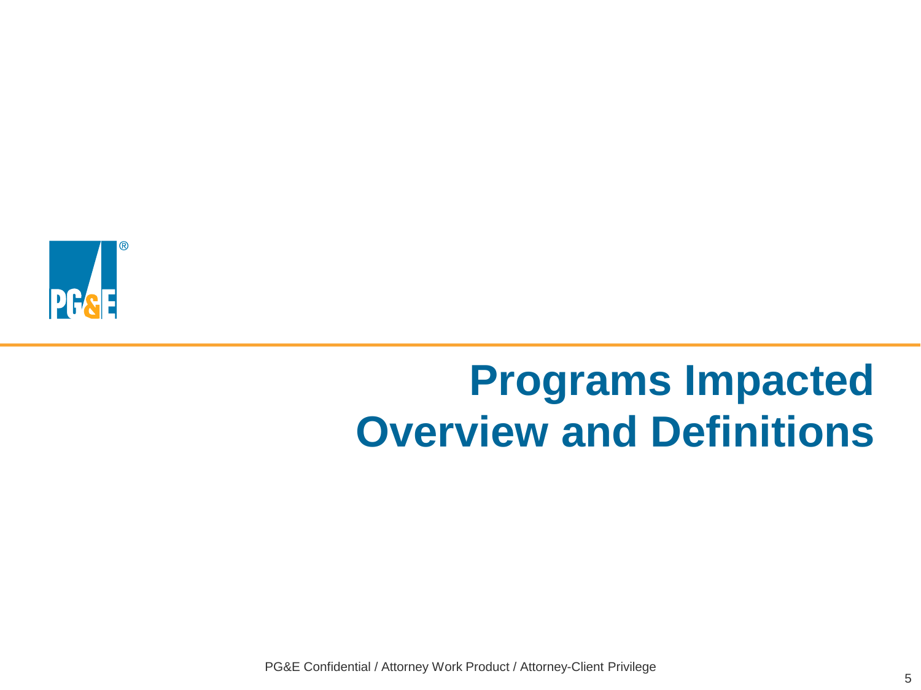# Programs Impacted Overview and Definitions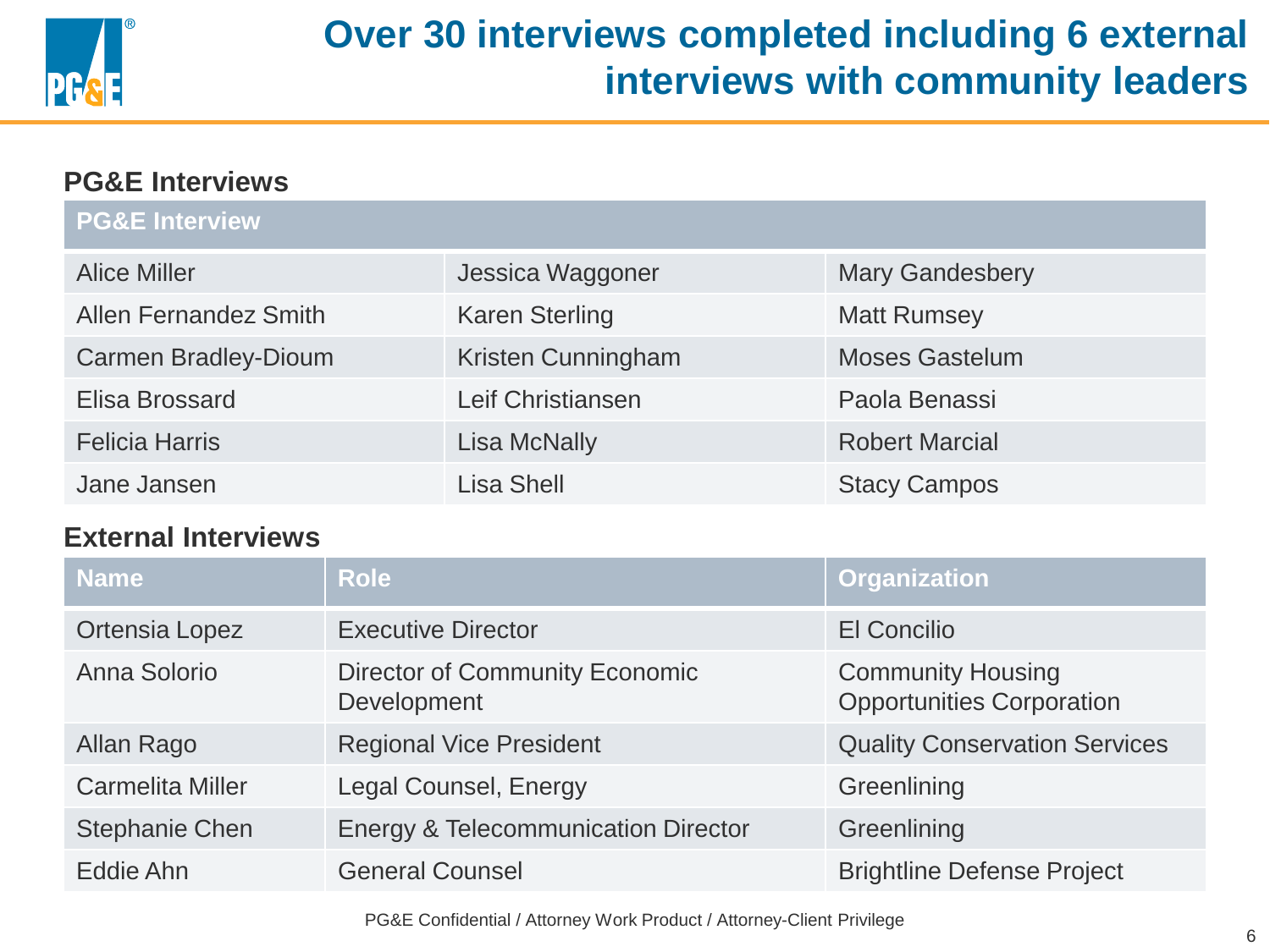# Over 30 interviews completed including 6 external interviews with community leaders

## PG&E Interviews

| PG&E Interview | | |
|---|---|---|
| Alice Miller | Jessica Waggoner | Mary Gandesbery |
| Allen Fernandez Smith | Karen Sterling | Matt Rumsey |
| Carmen Bradley-Dioum | Kristen Cunningham | Moses Gastelum |
| Elisa Brossard | Leif Christiansen | Paola Benassi |
| Felicia Harris | Lisa McNally | Robert Marcial |
| Jane Jansen | Lisa Shell | Stacy Campos |

## External Interviews

| Name | Role | Organization |
|---|---|---|
| Ortensia Lopez | Executive Director | El Concilio |
| Anna Solorio | Director of Community Economic Development | Community Housing Opportunities Corporation |
| Allan Rago | Regional Vice President | Quality Conservation Services |
| Carmelita Miller | Legal Counsel, Energy | Greenlining |
| Stephanie Chen | Energy & Telecommunication Director | Greenlining |
| Eddie Ahn | General Counsel | Brightline Defense Project |

PG&E Confidential / Attorney Work Product / Attorney-Client Privilege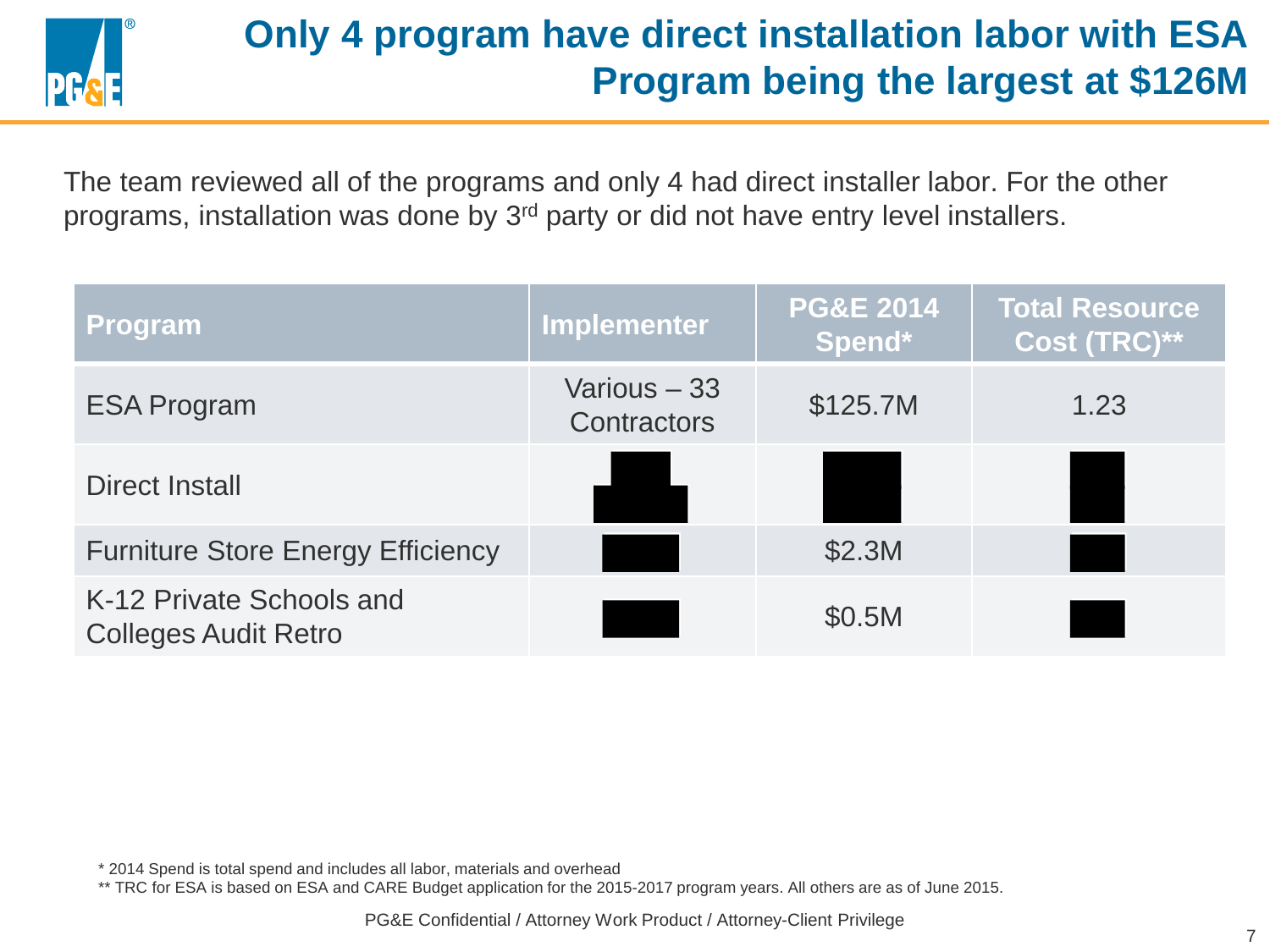# Only 4 program have direct installation labor with ESA Program being the largest at $126M

The team reviewed all of the programs and only 4 had direct installer labor. For the other programs, installation was done by 3rd party or did not have entry level installers.

| Program | Implementer | PG&E 2014 Spend* | Total Resource Cost (TRC)** |
|---|---|---|---|
| ESA Program | Various – 33 Contractors | $125.7M | 1.23 |
| Direct Install | | | |
| Furniture Store Energy Efficiency | | $2.3M | |
| K-12 Private Schools and Colleges Audit Retro | | $0.5M | |

\* 2014 Spend is total spend and includes all labor, materials and overhead

** TRC for ESA is based on ESA and CARE Budget application for the 2015-2017 program years. All others are as of June 2015.

PG&E Confidential / Attorney Work Product / Attorney-Client Privilege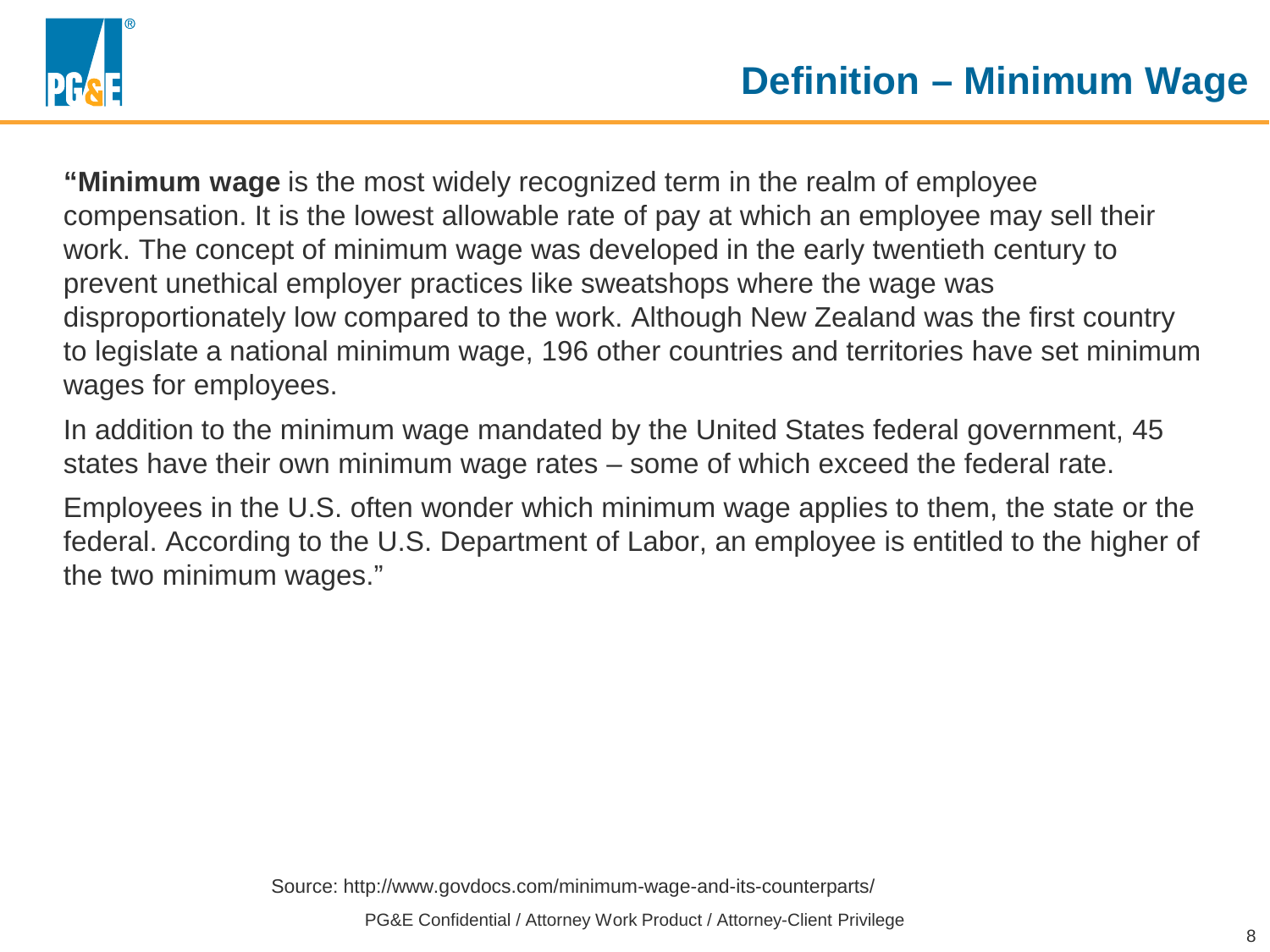# Definition – Minimum Wage

"**Minimum wage** is the most widely recognized term in the realm of employee compensation. It is the lowest allowable rate of pay at which an employee may sell their work. The concept of minimum wage was developed in the early twentieth century to prevent unethical employer practices like sweatshops where the wage was disproportionately low compared to the work. Although New Zealand was the first country to legislate a national minimum wage, 196 other countries and territories have set minimum wages for employees.

In addition to the minimum wage mandated by the United States federal government, 45 states have their own minimum wage rates – some of which exceed the federal rate.

Employees in the U.S. often wonder which minimum wage applies to them, the state or the federal. According to the U.S. Department of Labor, an employee is entitled to the higher of the two minimum wages."

Source: http://www.govdocs.com/minimum-wage-and-its-counterparts/

PG&E Confidential / Attorney Work Product / Attorney-Client Privilege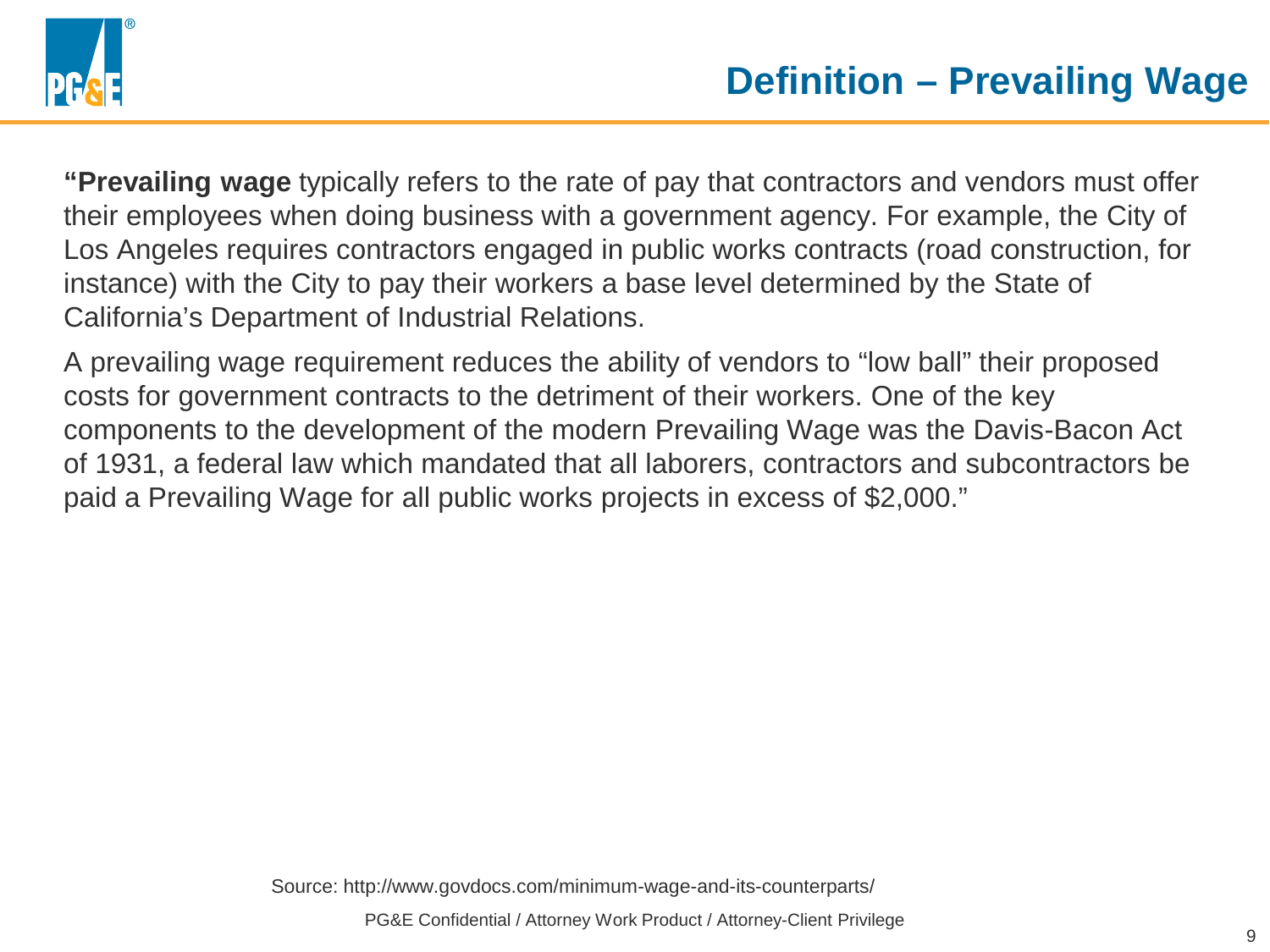# Definition – Prevailing Wage

**"Prevailing wage** typically refers to the rate of pay that contractors and vendors must offer their employees when doing business with a government agency. For example, the City of Los Angeles requires contractors engaged in public works contracts (road construction, for instance) with the City to pay their workers a base level determined by the State of California's Department of Industrial Relations.

A prevailing wage requirement reduces the ability of vendors to "low ball" their proposed costs for government contracts to the detriment of their workers. One of the key components to the development of the modern Prevailing Wage was the Davis-Bacon Act of 1931, a federal law which mandated that all laborers, contractors and subcontractors be paid a Prevailing Wage for all public works projects in excess of $2,000."

Source: http://www.govdocs.com/minimum-wage-and-its-counterparts/

PG&E Confidential / Attorney Work Product / Attorney-Client Privilege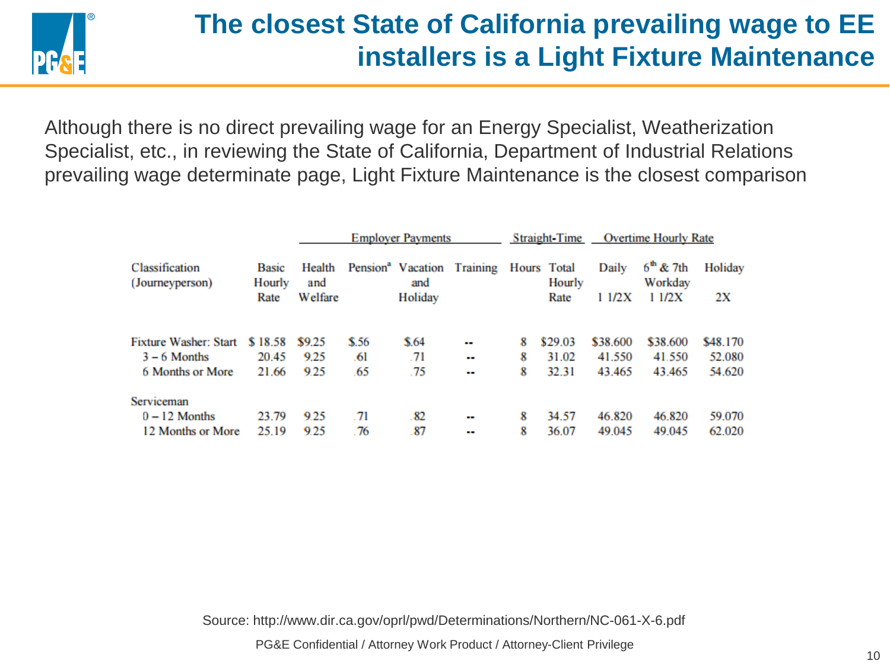# The closest State of California prevailing wage to EE installers is a Light Fixture Maintenance

Although there is no direct prevailing wage for an Energy Specialist, Weatherization Specialist, etc., in reviewing the State of California, Department of Industrial Relations prevailing wage determinate page, Light Fixture Maintenance is the closest comparison

| Classification (Journeyperson) | Basic Hourly Rate | Employer Payments: Health and Welfare | Pension[a] | Vacation and Holiday | Training | Straight-Time: Hours | Total Hourly Rate | Overtime Hourly Rate: Daily 1 1/2X | 6th & 7th Workday 1 1/2X | Holiday 2X |
|---|---|---|---|---|---|---|---|---|---|---|
| Fixture Washer: Start | $ 18.58 | $9.25 | $.56 | $.64 | -- | 8 | $29.03 | $38.600 | $38.600 | $48.170 |
| 3 – 6 Months | 20.45 | 9.25 | .61 | .71 | -- | 8 | 31.02 | 41.550 | 41.550 | 52.080 |
| 6 Months or More | 21.66 | 9.25 | .65 | .75 | -- | 8 | 32.31 | 43.465 | 43.465 | 54.620 |
| Serviceman | | | | | | | | | | |
| 0 – 12 Months | 23.79 | 9.25 | .71 | .82 | -- | 8 | 34.57 | 46.820 | 46.820 | 59.070 |
| 12 Months or More | 25.19 | 9.25 | .76 | .87 | -- | 8 | 36.07 | 49.045 | 49.045 | 62.020 |

Source: http://www.dir.ca.gov/oprl/pwd/Determinations/Northern/NC-061-X-6.pdf

PG&E Confidential / Attorney Work Product / Attorney-Client Privilege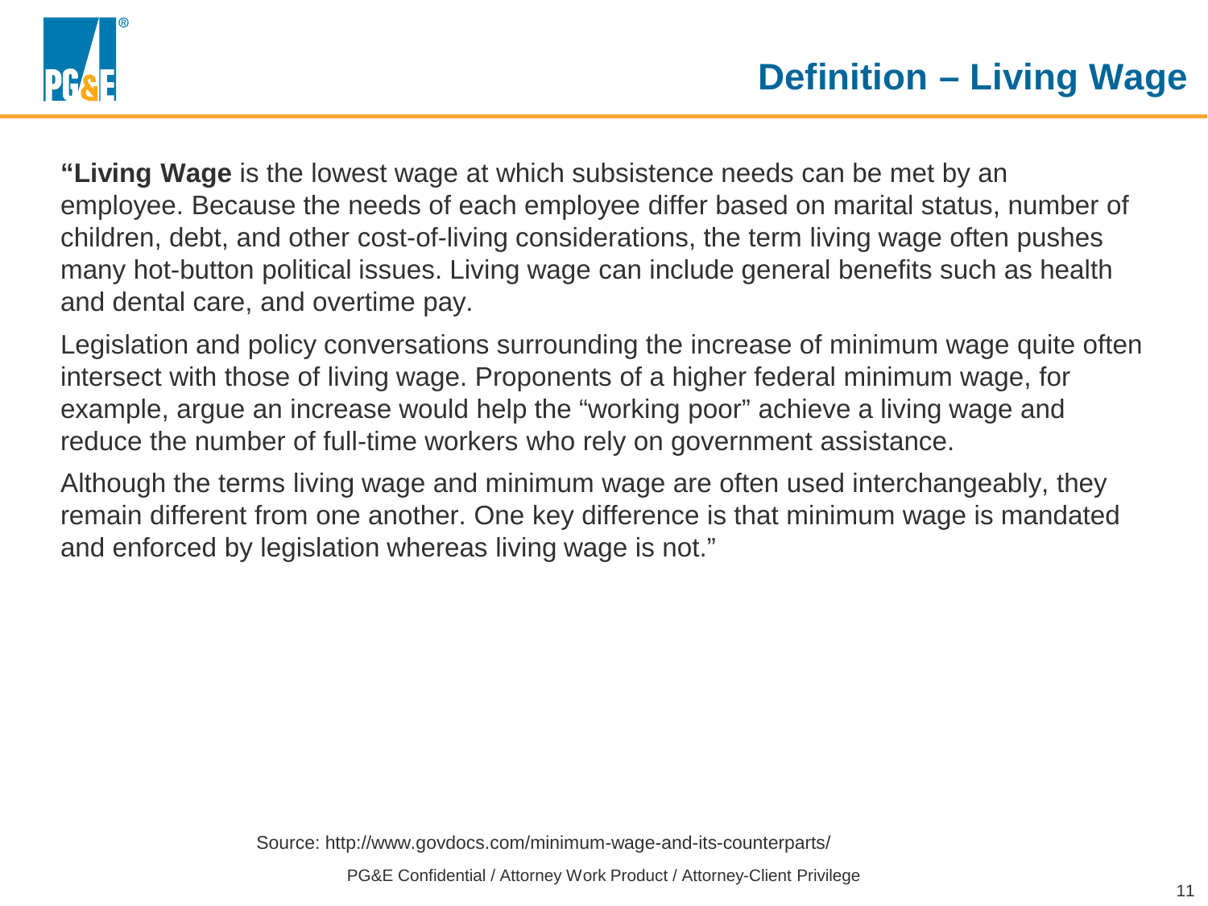# Definition – Living Wage

“**Living Wage** is the lowest wage at which subsistence needs can be met by an employee. Because the needs of each employee differ based on marital status, number of children, debt, and other cost-of-living considerations, the term living wage often pushes many hot-button political issues. Living wage can include general benefits such as health and dental care, and overtime pay.

Legislation and policy conversations surrounding the increase of minimum wage quite often intersect with those of living wage. Proponents of a higher federal minimum wage, for example, argue an increase would help the “working poor” achieve a living wage and reduce the number of full-time workers who rely on government assistance.

Although the terms living wage and minimum wage are often used interchangeably, they remain different from one another. One key difference is that minimum wage is mandated and enforced by legislation whereas living wage is not.”

Source: http://www.govdocs.com/minimum-wage-and-its-counterparts/

PG&E Confidential / Attorney Work Product / Attorney-Client Privilege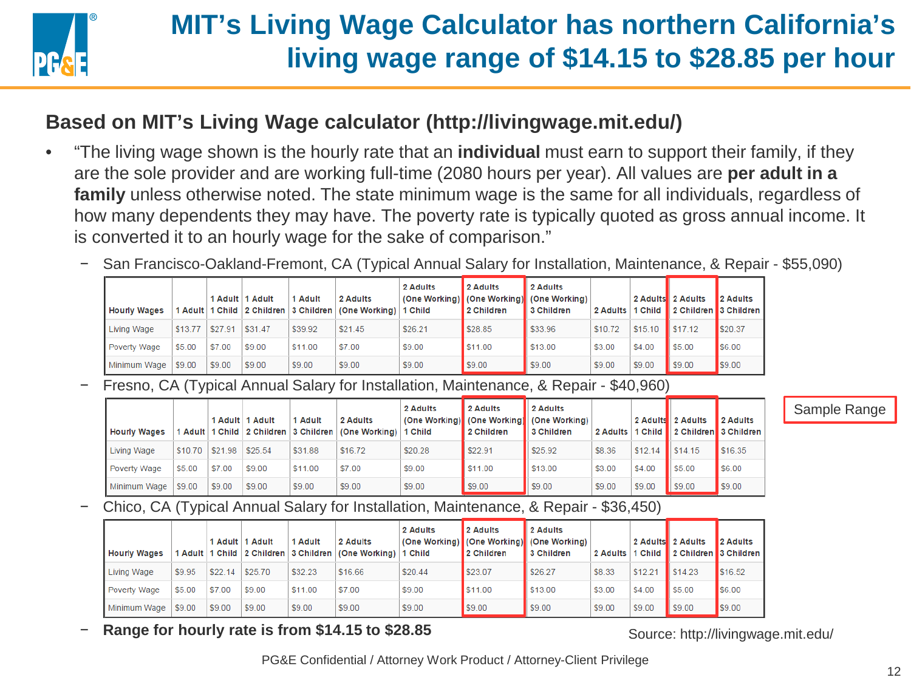# MIT's Living Wage Calculator has northern California's living wage range of $14.15 to $28.85 per hour

## Based on MIT's Living Wage calculator (http://livingwage.mit.edu/)

- "The living wage shown is the hourly rate that an **individual** must earn to support their family, if they are the sole provider and are working full-time (2080 hours per year). All values are **per adult in a family** unless otherwise noted. The state minimum wage is the same for all individuals, regardless of how many dependents they may have. The poverty rate is typically quoted as gross annual income. It is converted it to an hourly wage for the sake of comparison."
  - San Francisco-Oakland-Fremont, CA (Typical Annual Salary for Installation, Maintenance, & Repair - $55,090)

| Hourly Wages | 1 Adult | 1 Adult 1 Child | 1 Adult 2 Children | 1 Adult 3 Children | 2 Adults (One Working) | 2 Adults (One Working) 1 Child | 2 Adults (One Working) 2 Children | 2 Adults (One Working) 3 Children | 2 Adults | 2 Adults 1 Child | 2 Adults 2 Children | 2 Adults 3 Children |
|---|---|---|---|---|---|---|---|---|---|---|---|---|
| Living Wage | $13.77 | $27.91 | $31.47 | $39.92 | $21.45 | $26.21 | $28.85 | $33.96 | $10.72 | $15.10 | $17.12 | $20.37 |
| Poverty Wage | $5.00 | $7.00 | $9.00 | $11.00 | $7.00 | $9.00 | $11.00 | $13.00 | $3.00 | $4.00 | $5.00 | $6.00 |
| Minimum Wage | $9.00 | $9.00 | $9.00 | $9.00 | $9.00 | $9.00 | $9.00 | $9.00 | $9.00 | $9.00 | $9.00 | $9.00 |

  - Fresno, CA (Typical Annual Salary for Installation, Maintenance, & Repair - $40,960)

| Hourly Wages | 1 Adult | 1 Adult 1 Child | 1 Adult 2 Children | 1 Adult 3 Children | 2 Adults (One Working) | 2 Adults (One Working) 1 Child | 2 Adults (One Working 2 Children | 2 Adults (One Working) 3 Children | 2 Adults | 2 Adults 1 Child | 2 Adults 2 Children | 2 Adults 3 Children |
|---|---|---|---|---|---|---|---|---|---|---|---|---|
| Living Wage | $10.70 | $21.98 | $25.54 | $31.88 | $16.72 | $20.28 | $22.91 | $25.92 | $8.36 | $12.14 | $14.15 | $16.35 |
| Poverty Wage | $5.00 | $7.00 | $9.00 | $11.00 | $7.00 | $9.00 | $11.00 | $13.00 | $3.00 | $4.00 | $5.00 | $6.00 |
| Minimum Wage | $9.00 | $9.00 | $9.00 | $9.00 | $9.00 | $9.00 | $9.00 | $9.00 | $9.00 | $9.00 | $9.00 | $9.00 |

Sample Range

  - Chico, CA (Typical Annual Salary for Installation, Maintenance, & Repair - $36,450)

| Hourly Wages | 1 Adult | 1 Adult 1 Child | 1 Adult 2 Children | 1 Adult 3 Children | 2 Adults (One Working) | 2 Adults (One Working) 1 Child | 2 Adults (One Working) 2 Children | 2 Adults (One Working) 3 Children | 2 Adults | 2 Adults 1 Child | 2 Adults 2 Children | 2 Adults 3 Children |
|---|---|---|---|---|---|---|---|---|---|---|---|---|
| Living Wage | $9.95 | $22.14 | $25.70 | $32.23 | $16.66 | $20.44 | $23.07 | $26.27 | $8.33 | $12.21 | $14.23 | $16.52 |
| Poverty Wage | $5.00 | $7.00 | $9.00 | $11.00 | $7.00 | $9.00 | $11.00 | $13.00 | $3.00 | $4.00 | $5.00 | $6.00 |
| Minimum Wage | $9.00 | $9.00 | $9.00 | $9.00 | $9.00 | $9.00 | $9.00 | $9.00 | $9.00 | $9.00 | $9.00 | $9.00 |

  - **Range for hourly rate is from $14.15 to $28.85**

Source: http://livingwage.mit.edu/

PG&E Confidential / Attorney Work Product / Attorney-Client Privilege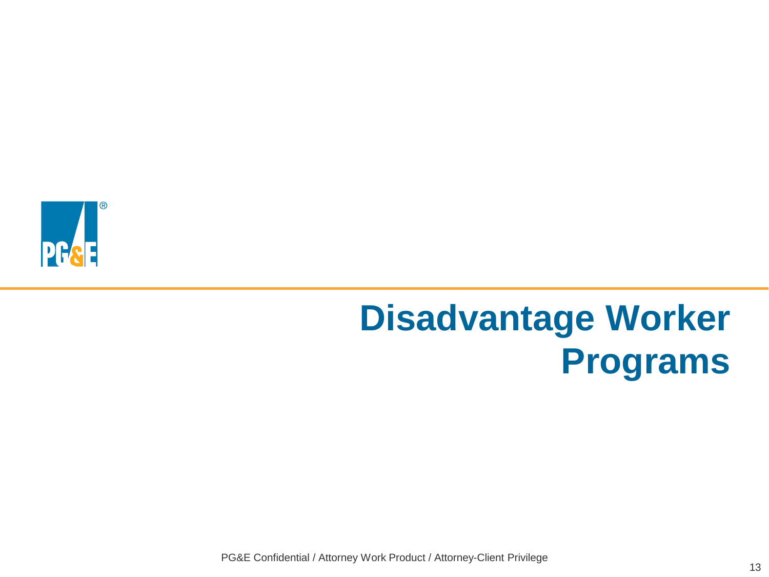# Disadvantage Worker Programs

PG&E Confidential / Attorney Work Product / Attorney-Client Privilege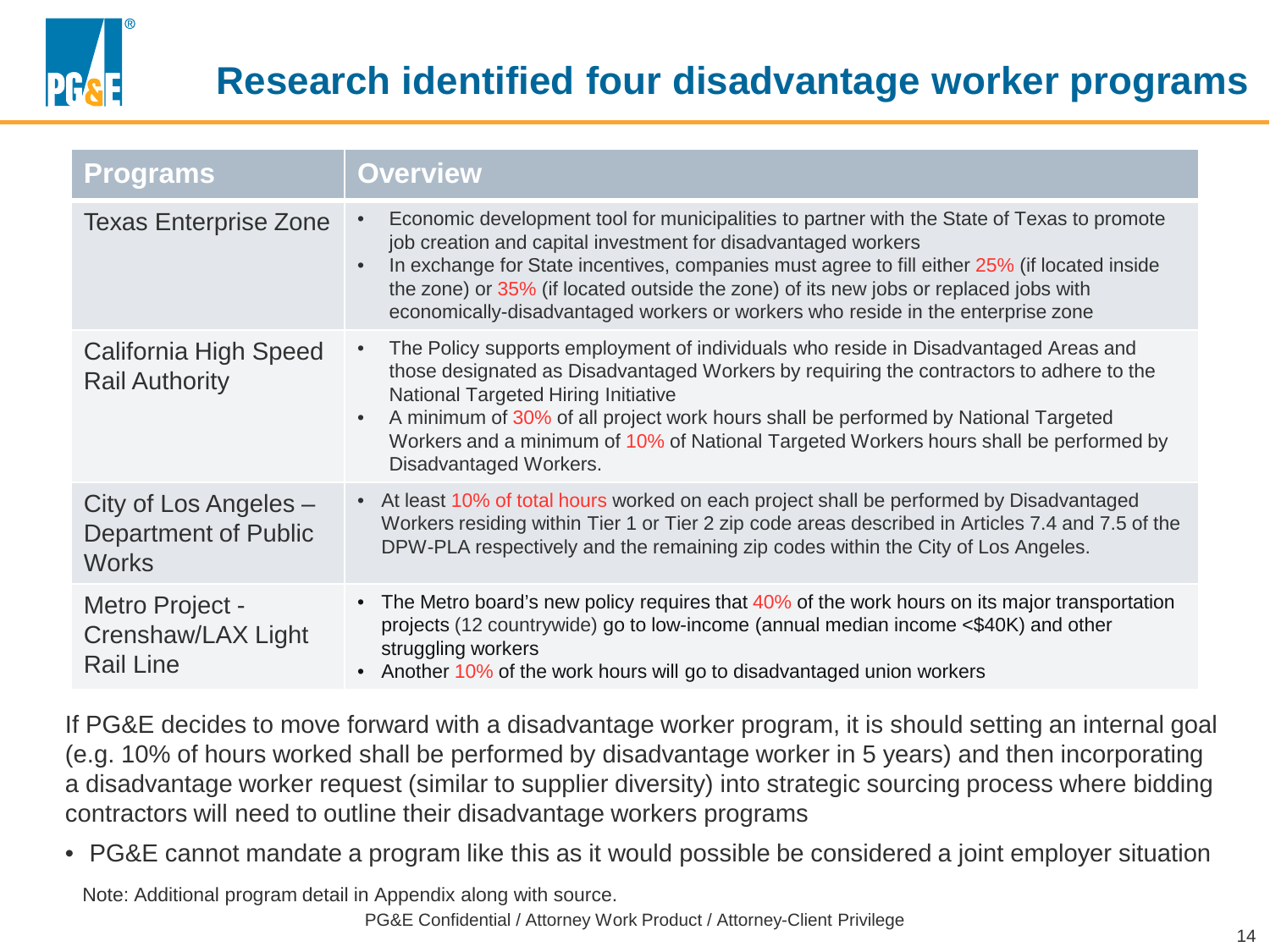# Research identified four disadvantage worker programs

| Programs | Overview |
| --- | --- |
| Texas Enterprise Zone | • Economic development tool for municipalities to partner with the State of Texas to promote job creation and capital investment for disadvantaged workers<br>• In exchange for State incentives, companies must agree to fill either 25% (if located inside the zone) or 35% (if located outside the zone) of its new jobs or replaced jobs with economically-disadvantaged workers or workers who reside in the enterprise zone |
| California High Speed Rail Authority | • The Policy supports employment of individuals who reside in Disadvantaged Areas and those designated as Disadvantaged Workers by requiring the contractors to adhere to the National Targeted Hiring Initiative<br>• A minimum of 30% of all project work hours shall be performed by National Targeted Workers and a minimum of 10% of National Targeted Workers hours shall be performed by Disadvantaged Workers. |
| City of Los Angeles – Department of Public Works | • At least 10% of total hours worked on each project shall be performed by Disadvantaged Workers residing within Tier 1 or Tier 2 zip code areas described in Articles 7.4 and 7.5 of the DPW-PLA respectively and the remaining zip codes within the City of Los Angeles. |
| Metro Project - Crenshaw/LAX Light Rail Line | • The Metro board's new policy requires that 40% of the work hours on its major transportation projects (12 countrywide) go to low-income (annual median income <$40K) and other struggling workers<br>• Another 10% of the work hours will go to disadvantaged union workers |

If PG&E decides to move forward with a disadvantage worker program, it is should setting an internal goal (e.g. 10% of hours worked shall be performed by disadvantage worker in 5 years) and then incorporating a disadvantage worker request (similar to supplier diversity) into strategic sourcing process where bidding contractors will need to outline their disadvantage workers programs

- PG&E cannot mandate a program like this as it would possible be considered a joint employer situation

Note: Additional program detail in Appendix along with source.

PG&E Confidential / Attorney Work Product / Attorney-Client Privilege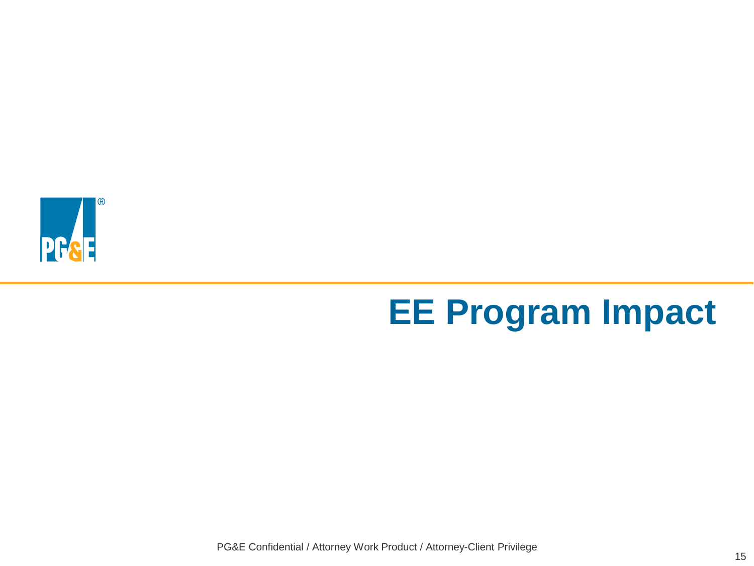# EE Program Impact

PG&E Confidential / Attorney Work Product / Attorney-Client Privilege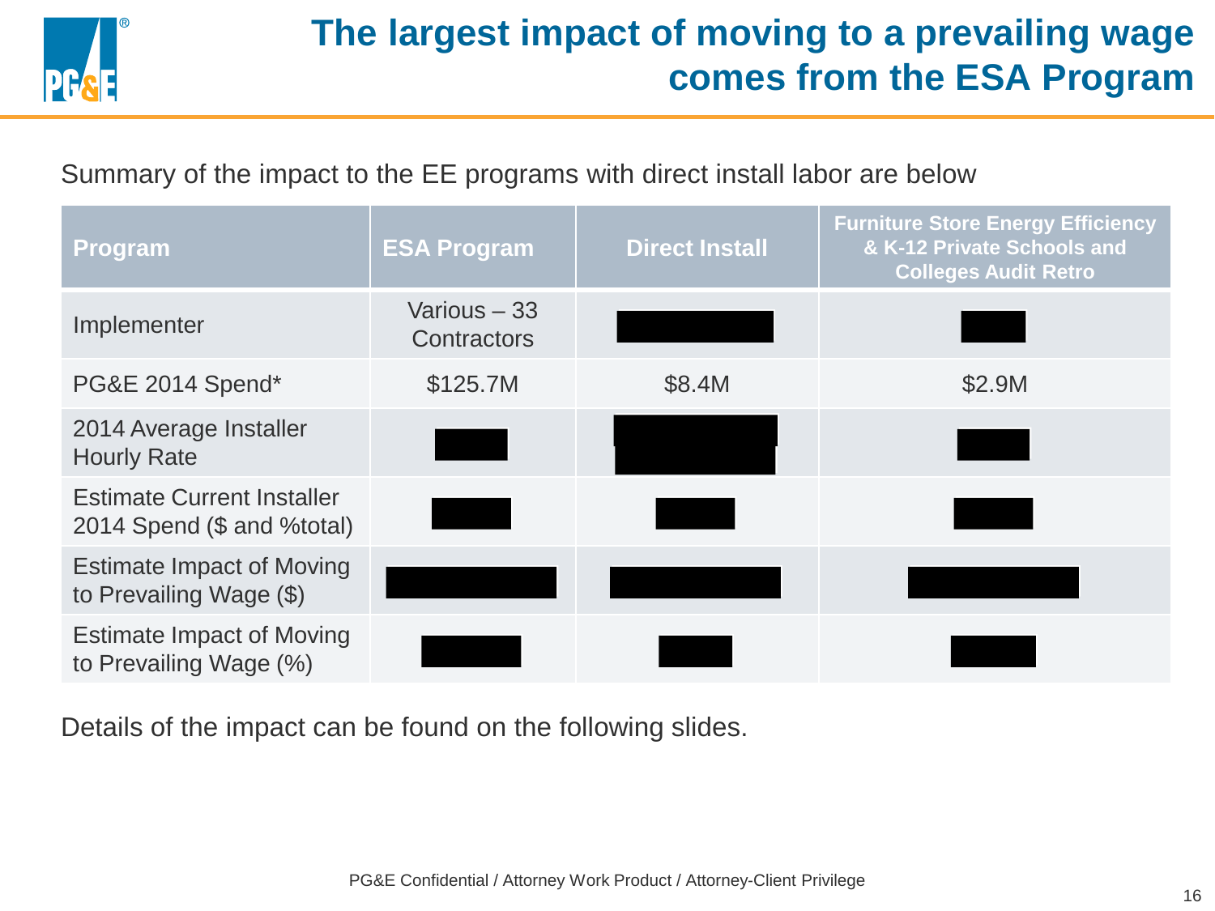# The largest impact of moving to a prevailing wage comes from the ESA Program

Summary of the impact to the EE programs with direct install labor are below

| Program | ESA Program | Direct Install | Furniture Store Energy Efficiency & K-12 Private Schools and Colleges Audit Retro |
|---|---|---|---|
| Implementer | Various – 33 Contractors | [REDACTED] | [REDACTED] |
| PG&E 2014 Spend* | $125.7M | $8.4M | $2.9M |
| 2014 Average Installer Hourly Rate | [REDACTED] | [REDACTED] | [REDACTED] |
| Estimate Current Installer 2014 Spend ($ and %total) | [REDACTED] | [REDACTED] | [REDACTED] |
| Estimate Impact of Moving to Prevailing Wage ($) | [REDACTED] | [REDACTED] | [REDACTED] |
| Estimate Impact of Moving to Prevailing Wage (%) | [REDACTED] | [REDACTED] | [REDACTED] |

Details of the impact can be found on the following slides.

PG&E Confidential / Attorney Work Product / Attorney-Client Privilege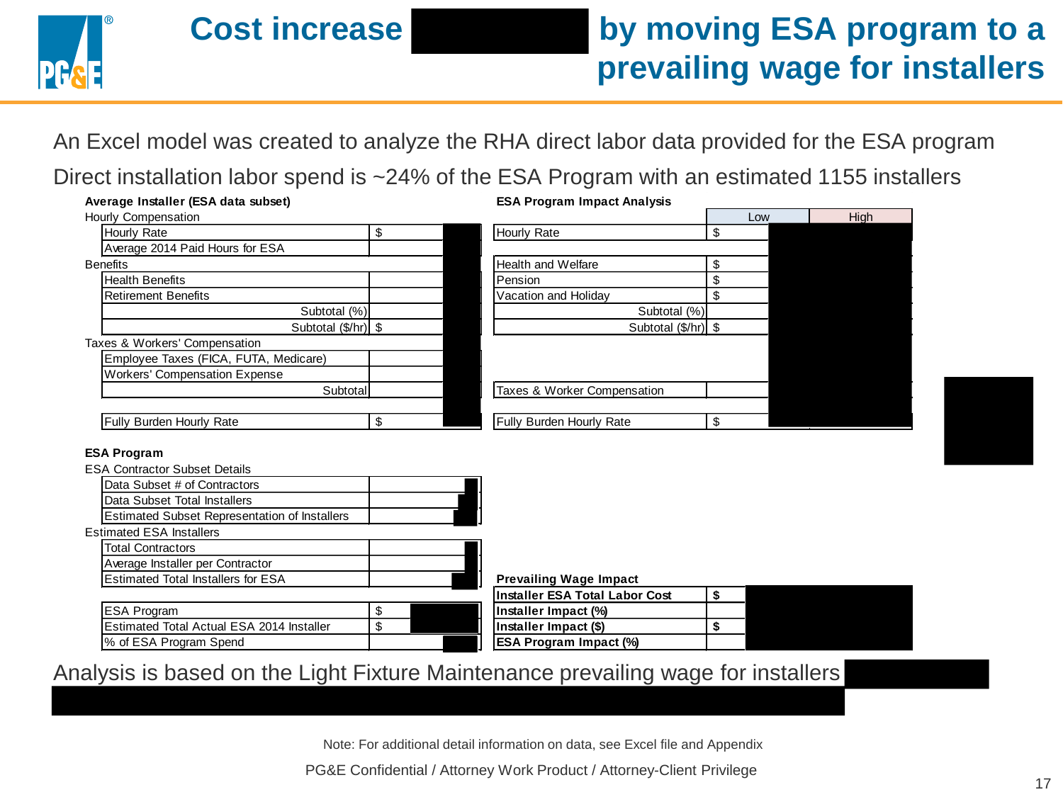# Cost increase by moving ESA program to a prevailing wage for installers

An Excel model was created to analyze the RHA direct labor data provided for the ESA program

Direct installation labor spend is ~24% of the ESA Program with an estimated 1155 installers

**Average Installer (ESA data subset)**

| Hourly Compensation | |
|---|---|
| Hourly Rate | $ |
| Average 2014 Paid Hours for ESA | |
| **Benefits** | |
| Health Benefits | |
| Retirement Benefits | |
| Subtotal (%) | |
| Subtotal ($/hr) | $ |
| **Taxes & Workers' Compensation** | |
| Employee Taxes (FICA, FUTA, Medicare) | |
| Workers' Compensation Expense | |
| Subtotal | |
| Fully Burden Hourly Rate | $ |

**ESA Program Impact Analysis**

| | Low | High |
|---|---|---|
| Hourly Rate | $ | |
| Health and Welfare | $ | |
| Pension | $ | |
| Vacation and Holiday | $ | |
| Subtotal (%) | | |
| Subtotal ($/hr) | $ | |
| Taxes & Worker Compensation | | |
| Fully Burden Hourly Rate | $ | |

**ESA Program**

| ESA Contractor Subset Details | |
|---|---|
| Data Subset # of Contractors | |
| Data Subset Total Installers | |
| Estimated Subset Representation of Installers | |
| **Estimated ESA Installers** | |
| Total Contractors | |
| Average Installer per Contractor | |
| Estimated Total Installers for ESA | |
| ESA Program | $ |
| Estimated Total Actual ESA 2014 Installer | $ |
| % of ESA Program Spend | |

**Prevailing Wage Impact**

| | |
|---|---|
| **Installer ESA Total Labor Cost** | **$** |
| **Installer Impact (%)** | |
| **Installer Impact ($)** | **$** |
| **ESA Program Impact (%)** | |

Analysis is based on the Light Fixture Maintenance prevailing wage for installers

Note: For additional detail information on data, see Excel file and Appendix

PG&E Confidential / Attorney Work Product / Attorney-Client Privilege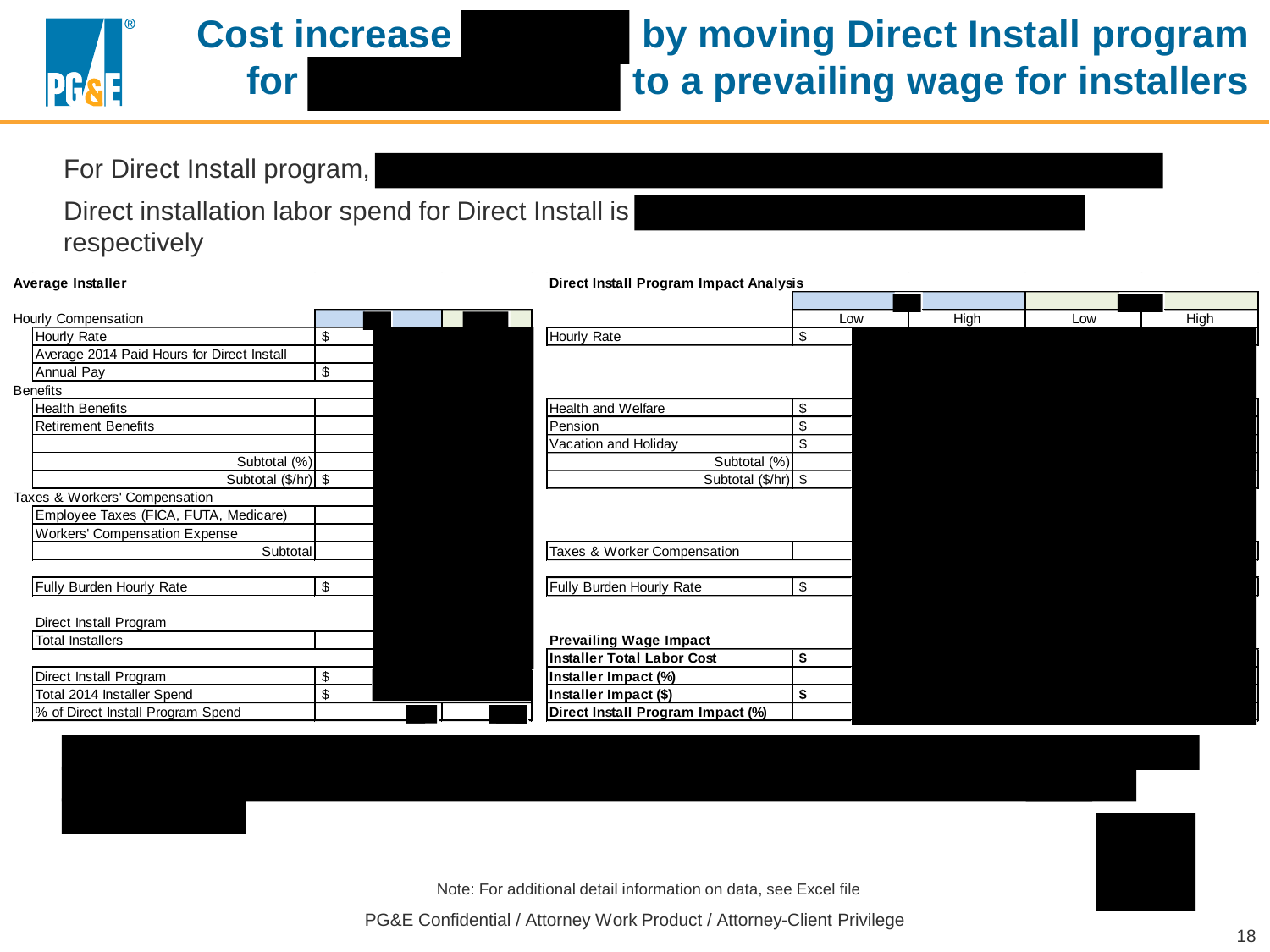# Cost increase [REDACTED] by moving Direct Install program for [REDACTED] to a prevailing wage for installers

For Direct Install program, [REDACTED]

Direct installation labor spend for Direct Install is [REDACTED] respectively

**Average Installer**

| | | |
|---|---|---|
| Hourly Compensation | | |
| Hourly Rate | $ | |
| Average 2014 Paid Hours for Direct Install | | |
| Annual Pay | $ | |
| Benefits | | |
| Health Benefits | | |
| Retirement Benefits | | |
| | | |
| Subtotal (%) | | |
| Subtotal ($/hr) | $ | |
| Taxes & Workers' Compensation | | |
| Employee Taxes (FICA, FUTA, Medicare) | | |
| Workers' Compensation Expense | | |
| Subtotal | | |
| Fully Burden Hourly Rate | $ | |
| Direct Install Program | | |
| Total Installers | | |
| Direct Install Program | $ | |
| Total 2014 Installer Spend | $ | |
| % of Direct Install Program Spend | | |

**Direct Install Program Impact Analysis**

| | | Low | High | Low | High |
|---|---|---|---|---|---|
| Hourly Rate | $ | | | | |
| Health and Welfare | $ | | | | |
| Pension | $ | | | | |
| Vacation and Holiday | $ | | | | |
| Subtotal (%) | | | | | |
| Subtotal ($/hr) | $ | | | | |
| Taxes & Worker Compensation | | | | | |
| Fully Burden Hourly Rate | $ | | | | |
| **Prevailing Wage Impact** | | | | | |
| **Installer Total Labor Cost** | **$** | | | | |
| **Installer Impact (%)** | | | | | |
| **Installer Impact ($)** | **$** | | | | |
| **Direct Install Program Impact (%)** | | | | | |

Note: For additional detail information on data, see Excel file

PG&E Confidential / Attorney Work Product / Attorney-Client Privilege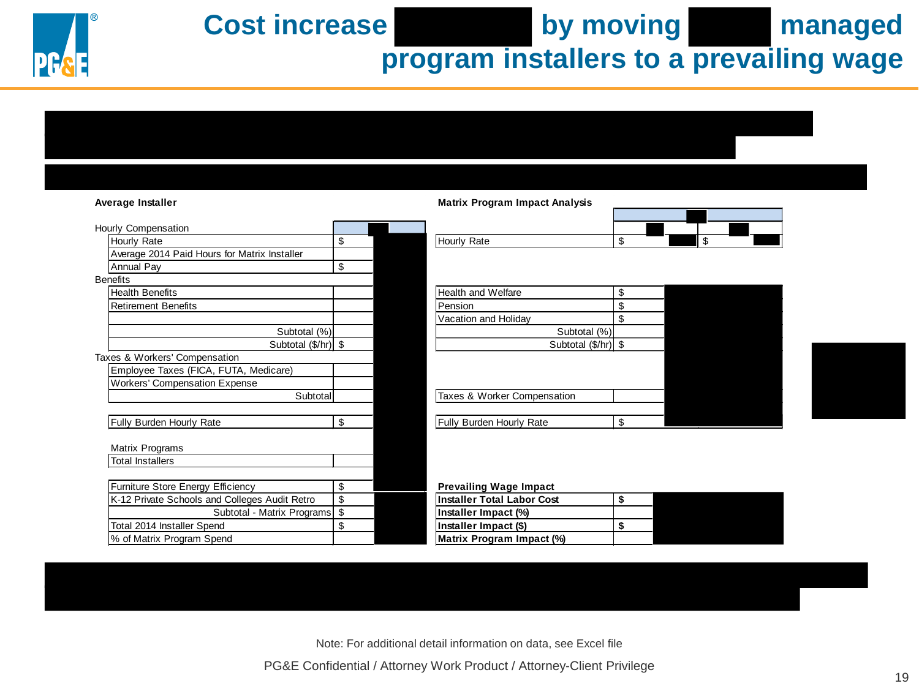# Cost increase by moving managed program installers to a prevailing wage

**Average Installer**

| | | |
|---|---|---|
| **Hourly Compensation** | | |
| Hourly Rate | $ | |
| Average 2014 Paid Hours for Matrix Installer | | |
| Annual Pay | $ | |
| **Benefits** | | |
| Health Benefits | | |
| Retirement Benefits | | |
| | | |
| Subtotal (%) | | |
| Subtotal ($/hr) | $ | |
| **Taxes & Workers' Compensation** | | |
| Employee Taxes (FICA, FUTA, Medicare) | | |
| Workers' Compensation Expense | | |
| Subtotal | | |
| | | |
| Fully Burden Hourly Rate | $ | |
| | | |
| Matrix Programs | | |
| Total Installers | | |
| | | |
| Furniture Store Energy Efficiency | $ | |
| K-12 Private Schools and Colleges Audit Retro | $ | |
| Subtotal - Matrix Programs | $ | |
| Total 2014 Installer Spend | $ | |
| % of Matrix Program Spend | | |

**Matrix Program Impact Analysis**

| | | |
|---|---|---|
| Hourly Rate | $ | $ |
| | | |
| Health and Welfare | $ | |
| Pension | $ | |
| Vacation and Holiday | $ | |
| Subtotal (%) | | |
| Subtotal ($/hr) | $ | |
| | | |
| Taxes & Worker Compensation | | |
| | | |
| Fully Burden Hourly Rate | $ | |

**Prevailing Wage Impact**

| | | |
|---|---|---|
| **Installer Total Labor Cost** | **$** | |
| **Installer Impact (%)** | | |
| **Installer Impact ($)** | **$** | |
| **Matrix Program Impact (%)** | | |

Note: For additional detail information on data, see Excel file

PG&E Confidential / Attorney Work Product / Attorney-Client Privilege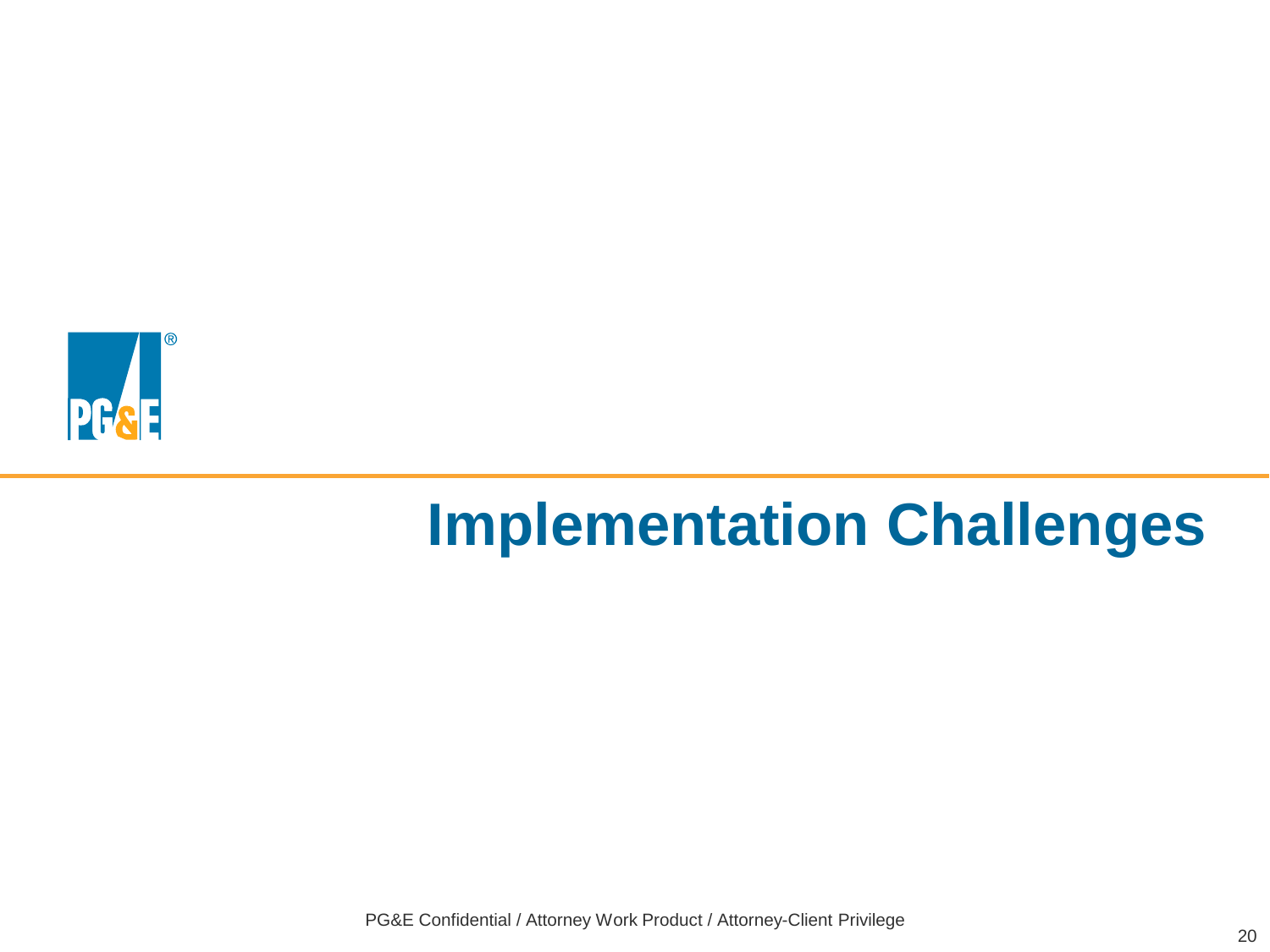# Implementation Challenges

PG&E Confidential / Attorney Work Product / Attorney-Client Privilege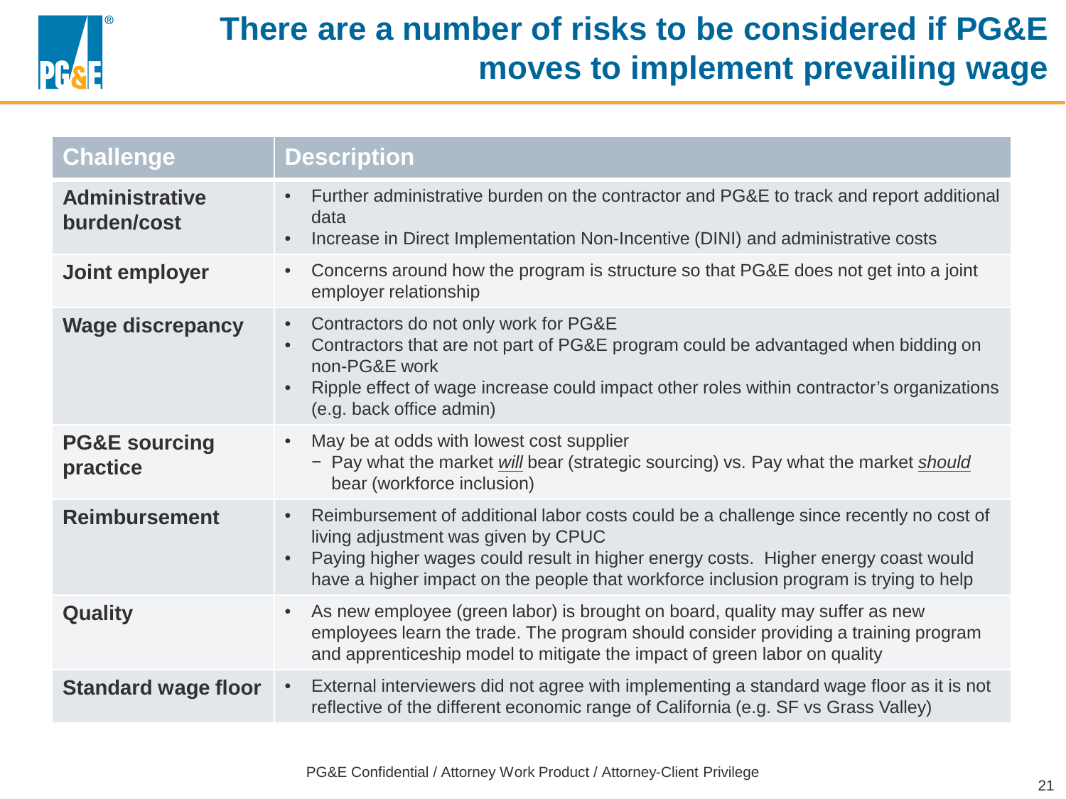# There are a number of risks to be considered if PG&E moves to implement prevailing wage

| Challenge | Description |
|---|---|
| **Administrative burden/cost** | • Further administrative burden on the contractor and PG&E to track and report additional data<br>• Increase in Direct Implementation Non-Incentive (DINI) and administrative costs |
| **Joint employer** | • Concerns around how the program is structure so that PG&E does not get into a joint employer relationship |
| **Wage discrepancy** | • Contractors do not only work for PG&E<br>• Contractors that are not part of PG&E program could be advantaged when bidding on non-PG&E work<br>• Ripple effect of wage increase could impact other roles within contractor's organizations (e.g. back office admin) |
| **PG&E sourcing practice** | • May be at odds with lowest cost supplier<br>− Pay what the market *will* bear (strategic sourcing) vs. Pay what the market *should* bear (workforce inclusion) |
| **Reimbursement** | • Reimbursement of additional labor costs could be a challenge since recently no cost of living adjustment was given by CPUC<br>• Paying higher wages could result in higher energy costs. Higher energy coast would have a higher impact on the people that workforce inclusion program is trying to help |
| **Quality** | • As new employee (green labor) is brought on board, quality may suffer as new employees learn the trade. The program should consider providing a training program and apprenticeship model to mitigate the impact of green labor on quality |
| **Standard wage floor** | • External interviewers did not agree with implementing a standard wage floor as it is not reflective of the different economic range of California (e.g. SF vs Grass Valley) |

PG&E Confidential / Attorney Work Product / Attorney-Client Privilege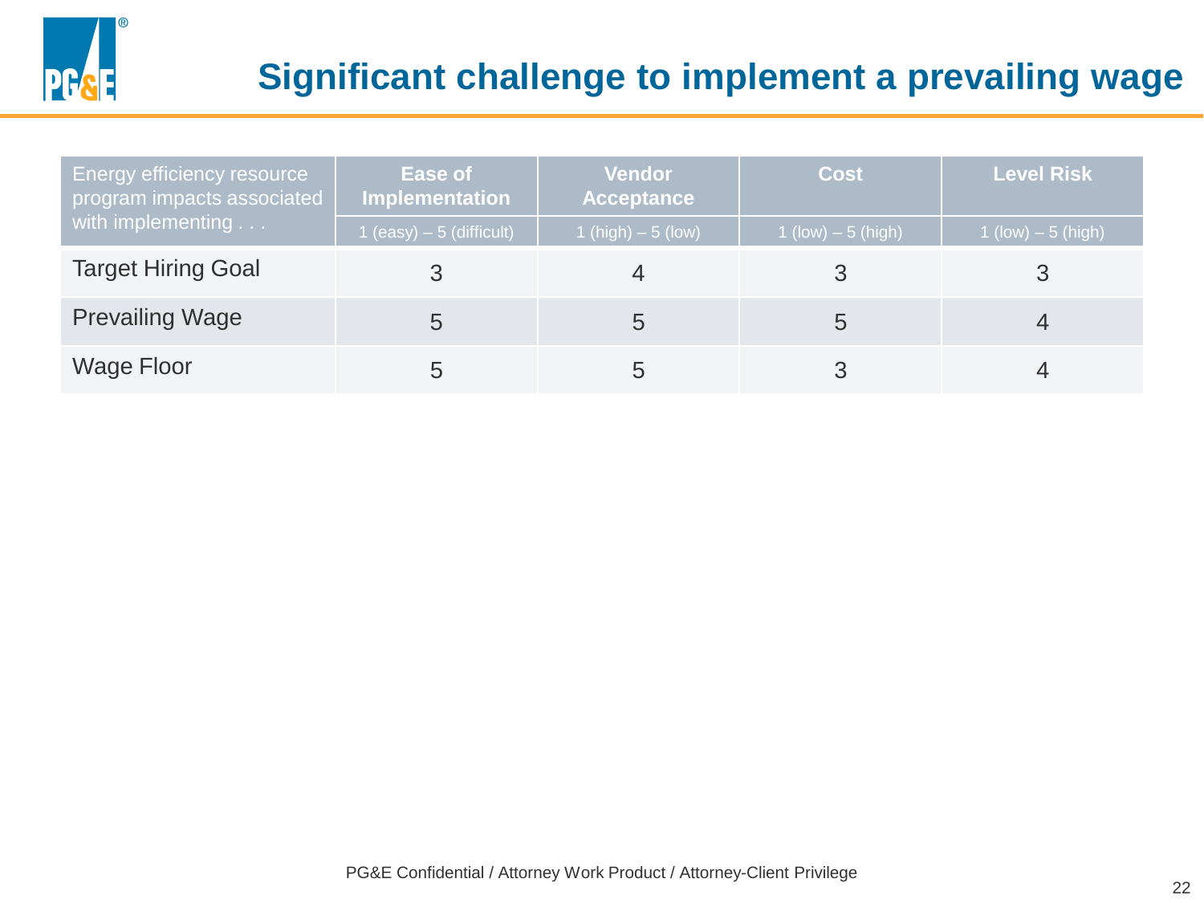# Significant challenge to implement a prevailing wage

| Energy efficiency resource program impacts associated with implementing . . . | Ease of Implementation | Vendor Acceptance | Cost | Level Risk |
|---|---|---|---|---|
| | 1 (easy) – 5 (difficult) | 1 (high) – 5 (low) | 1 (low) – 5 (high) | 1 (low) – 5 (high) |
| Target Hiring Goal | 3 | 4 | 3 | 3 |
| Prevailing Wage | 5 | 5 | 5 | 4 |
| Wage Floor | 5 | 5 | 3 | 4 |

PG&E Confidential / Attorney Work Product / Attorney-Client Privilege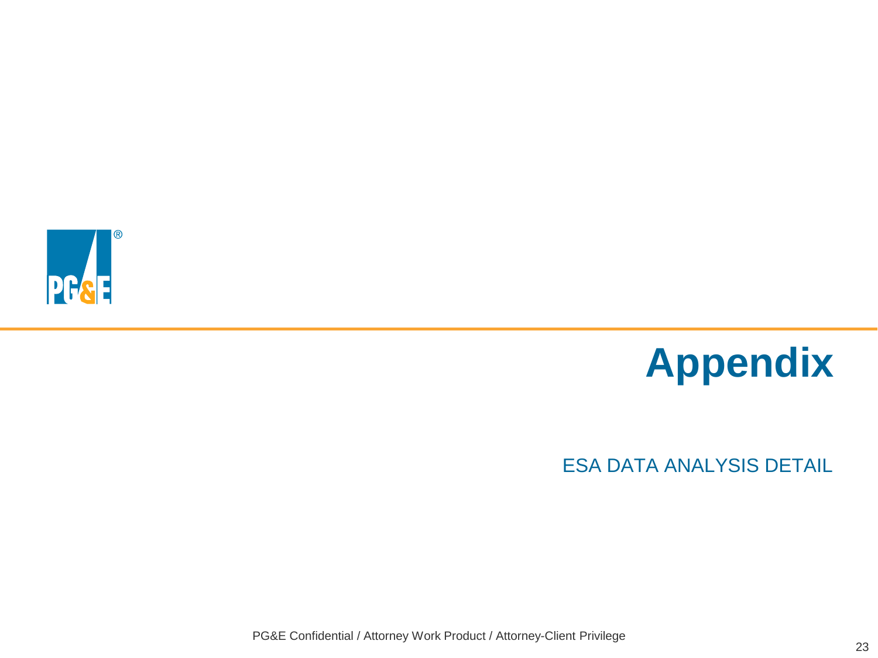# Appendix

ESA DATA ANALYSIS DETAIL

PG&E Confidential / Attorney Work Product / Attorney-Client Privilege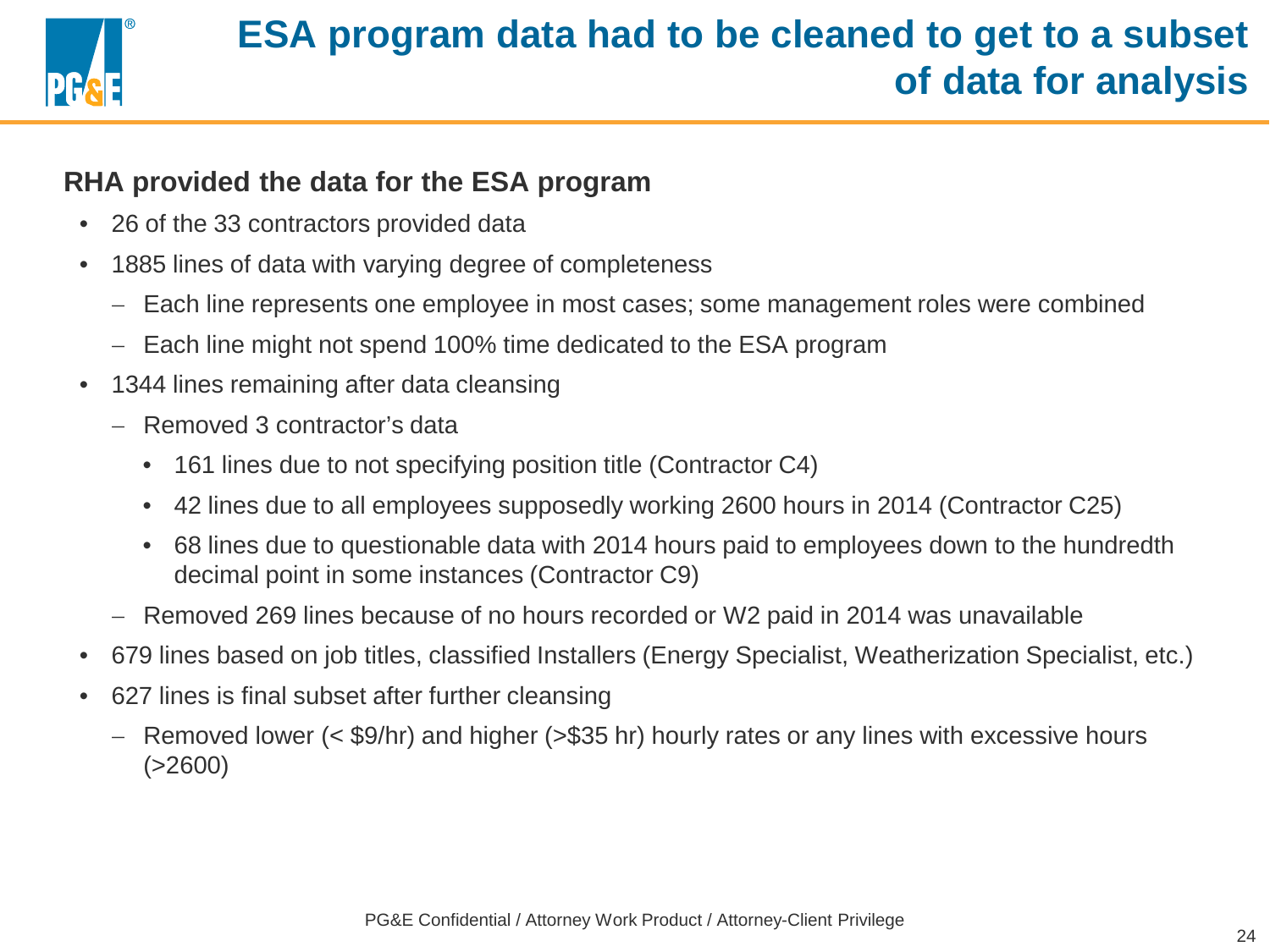# ESA program data had to be cleaned to get to a subset of data for analysis

**RHA provided the data for the ESA program**

- 26 of the 33 contractors provided data
- 1885 lines of data with varying degree of completeness
  - Each line represents one employee in most cases; some management roles were combined
  - Each line might not spend 100% time dedicated to the ESA program
- 1344 lines remaining after data cleansing
  - Removed 3 contractor's data
    - 161 lines due to not specifying position title (Contractor C4)
    - 42 lines due to all employees supposedly working 2600 hours in 2014 (Contractor C25)
    - 68 lines due to questionable data with 2014 hours paid to employees down to the hundredth decimal point in some instances (Contractor C9)
  - Removed 269 lines because of no hours recorded or W2 paid in 2014 was unavailable
- 679 lines based on job titles, classified Installers (Energy Specialist, Weatherization Specialist, etc.)
- 627 lines is final subset after further cleansing
  - Removed lower (< $9/hr) and higher (>$35 hr) hourly rates or any lines with excessive hours (>2600)

PG&E Confidential / Attorney Work Product / Attorney-Client Privilege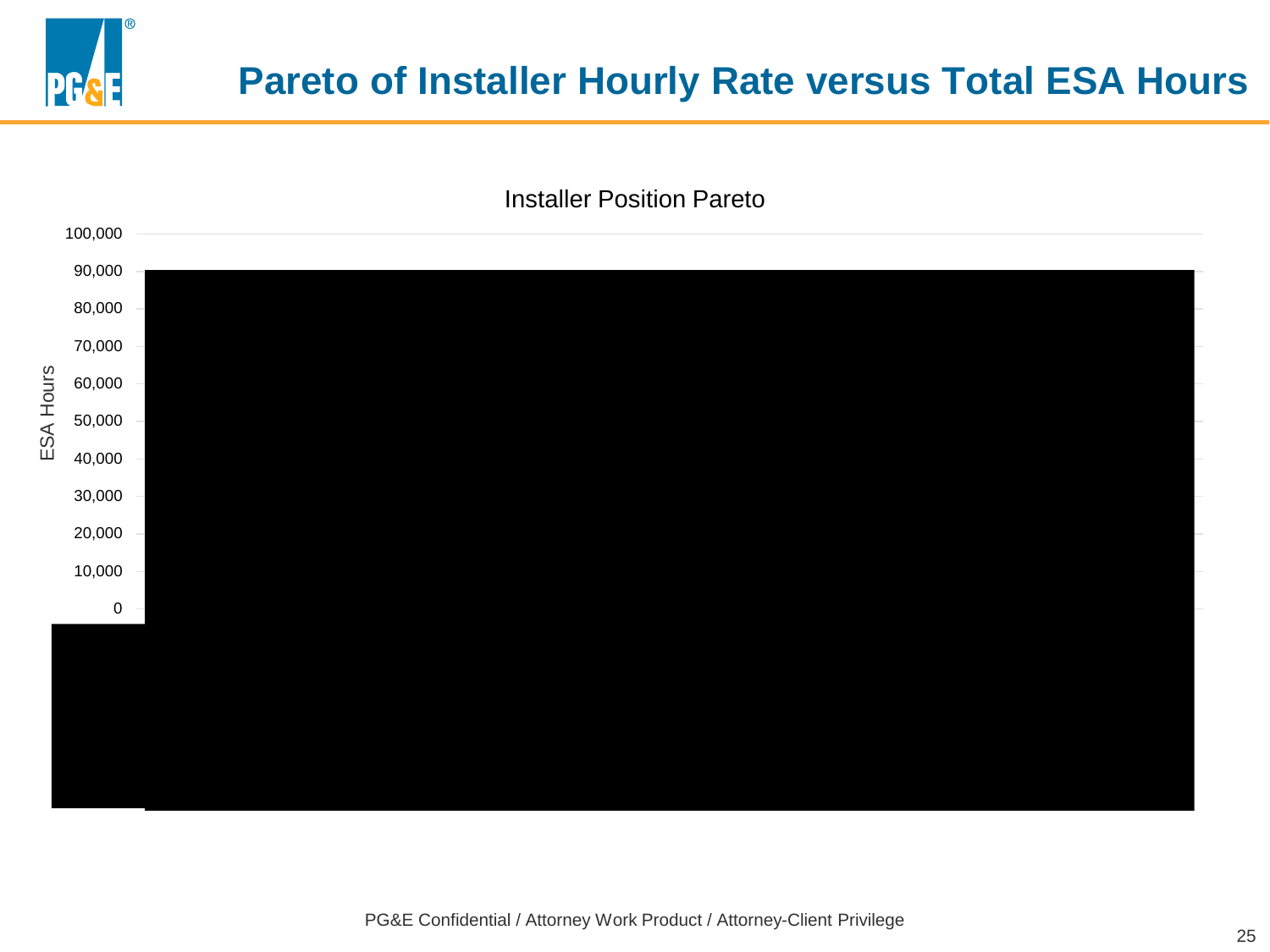# Pareto of Installer Hourly Rate versus Total ESA Hours

Installer Position Pareto

ESA Hours

100,000
90,000
80,000
70,000
60,000
50,000
40,000
30,000
20,000
10,000
0

PG&E Confidential / Attorney Work Product / Attorney-Client Privilege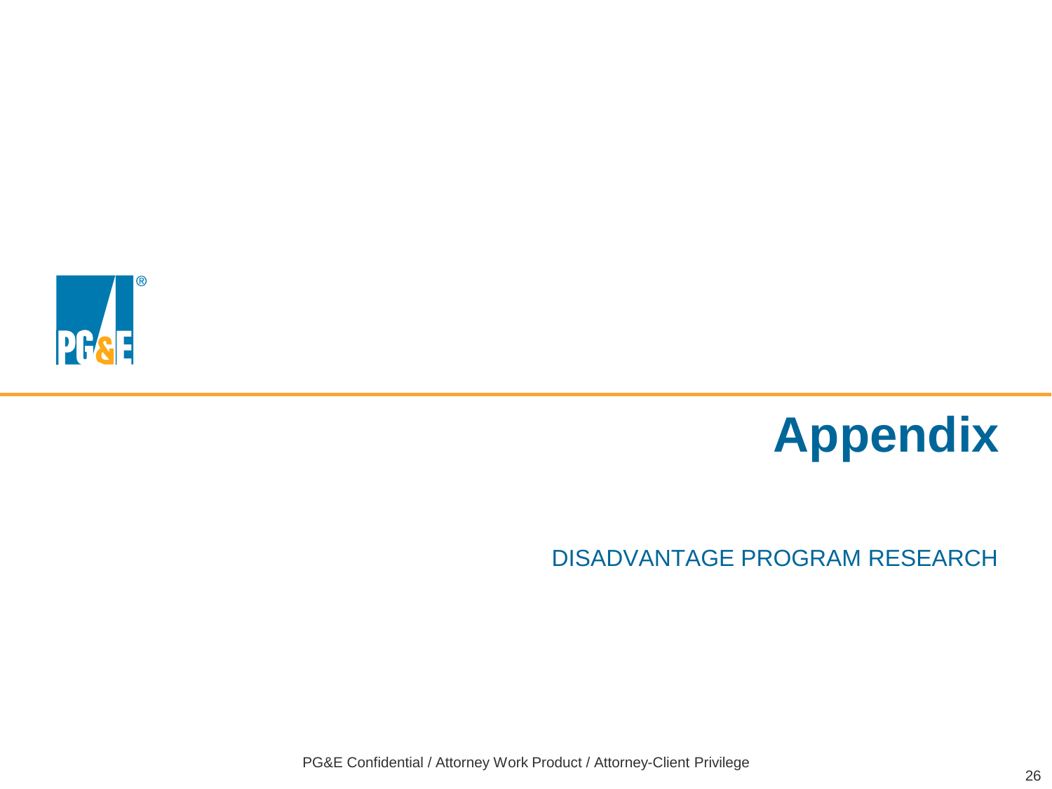# Appendix

DISADVANTAGE PROGRAM RESEARCH

PG&E Confidential / Attorney Work Product / Attorney-Client Privilege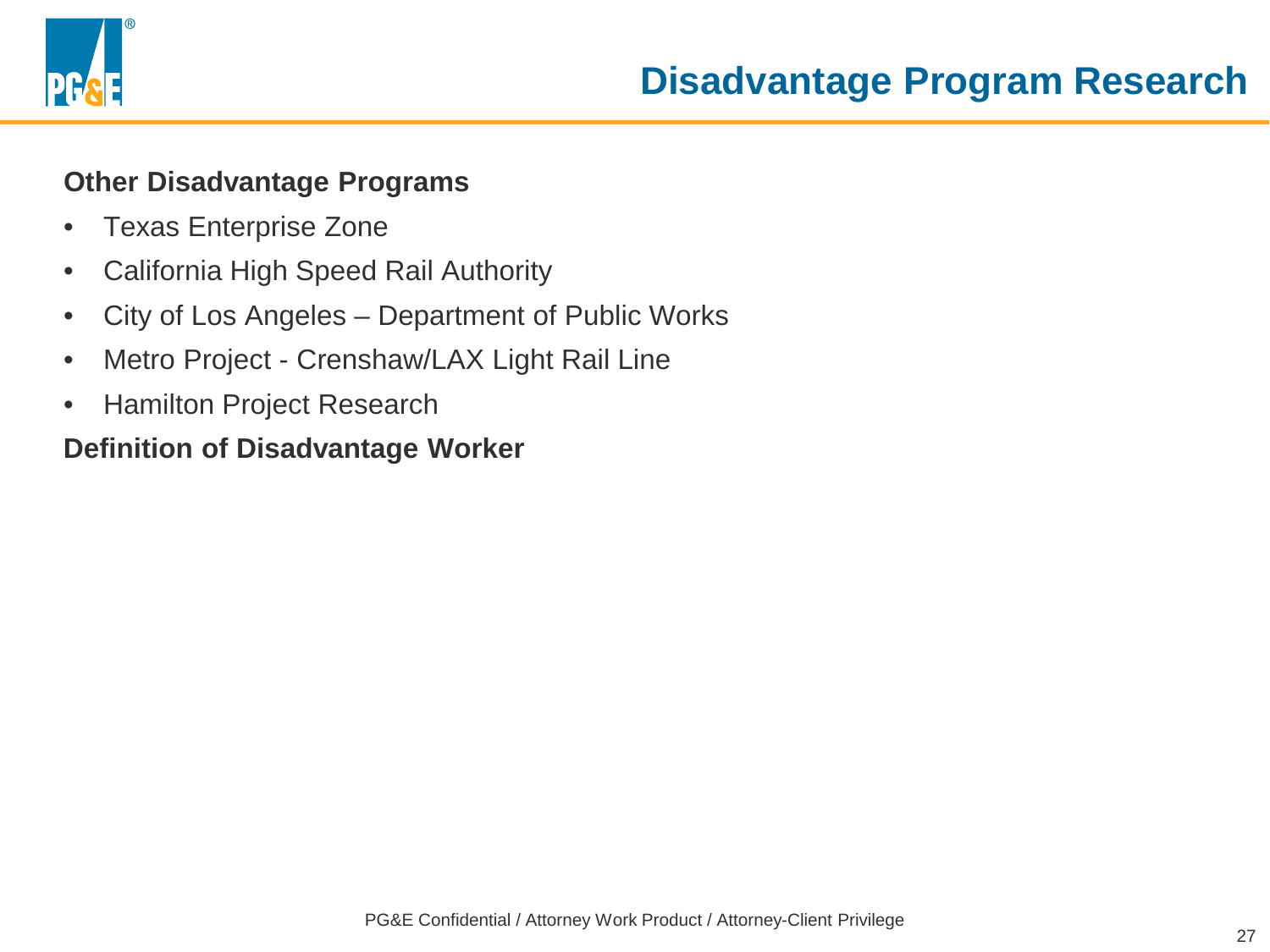# Disadvantage Program Research

**Other Disadvantage Programs**

- Texas Enterprise Zone
- California High Speed Rail Authority
- City of Los Angeles – Department of Public Works
- Metro Project - Crenshaw/LAX Light Rail Line
- Hamilton Project Research

**Definition of Disadvantage Worker**

PG&E Confidential / Attorney Work Product / Attorney-Client Privilege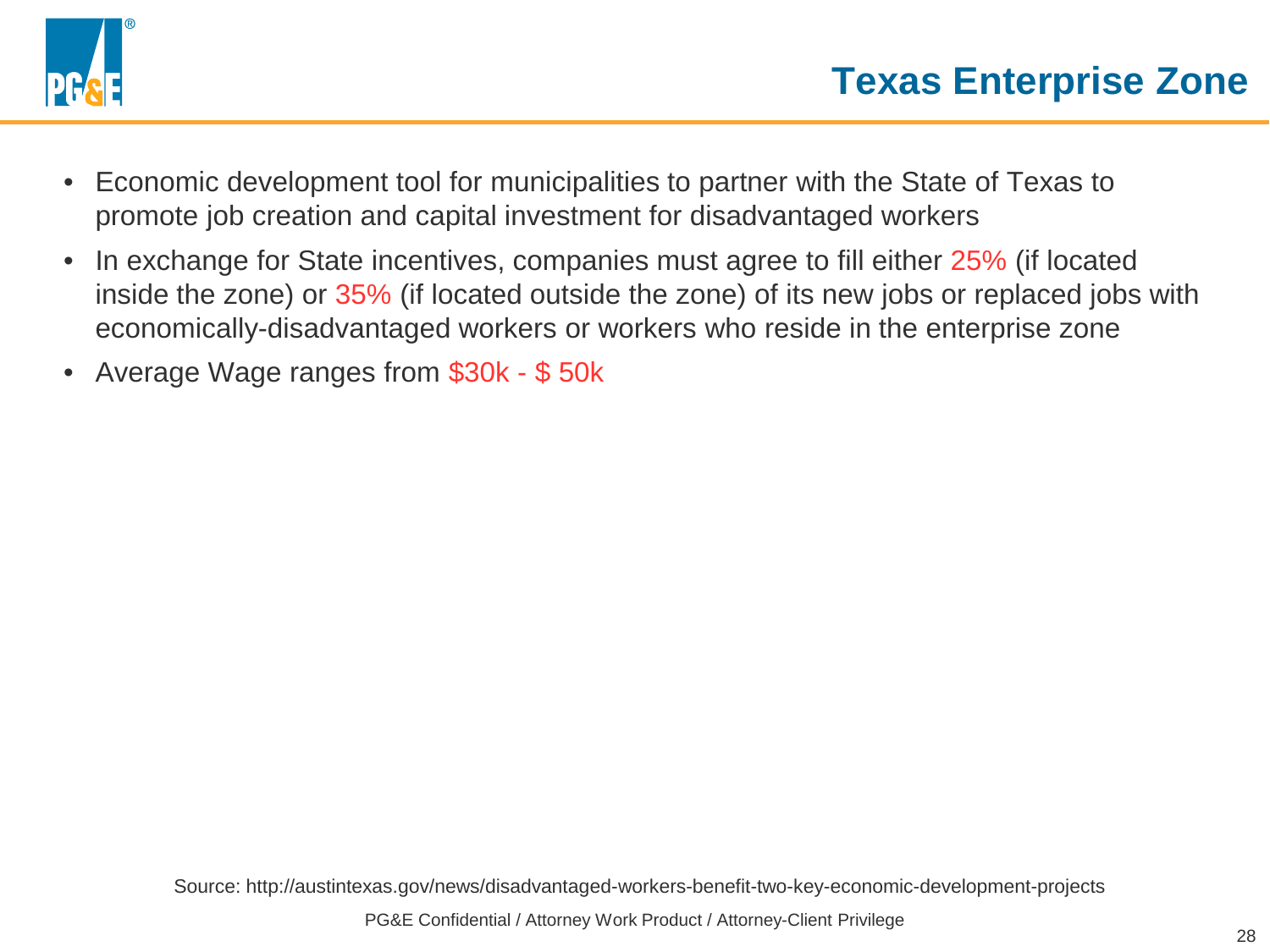# Texas Enterprise Zone

- Economic development tool for municipalities to partner with the State of Texas to promote job creation and capital investment for disadvantaged workers
- In exchange for State incentives, companies must agree to fill either 25% (if located inside the zone) or 35% (if located outside the zone) of its new jobs or replaced jobs with economically-disadvantaged workers or workers who reside in the enterprise zone
- Average Wage ranges from $30k - $ 50k

Source: http://austintexas.gov/news/disadvantaged-workers-benefit-two-key-economic-development-projects

PG&E Confidential / Attorney Work Product / Attorney-Client Privilege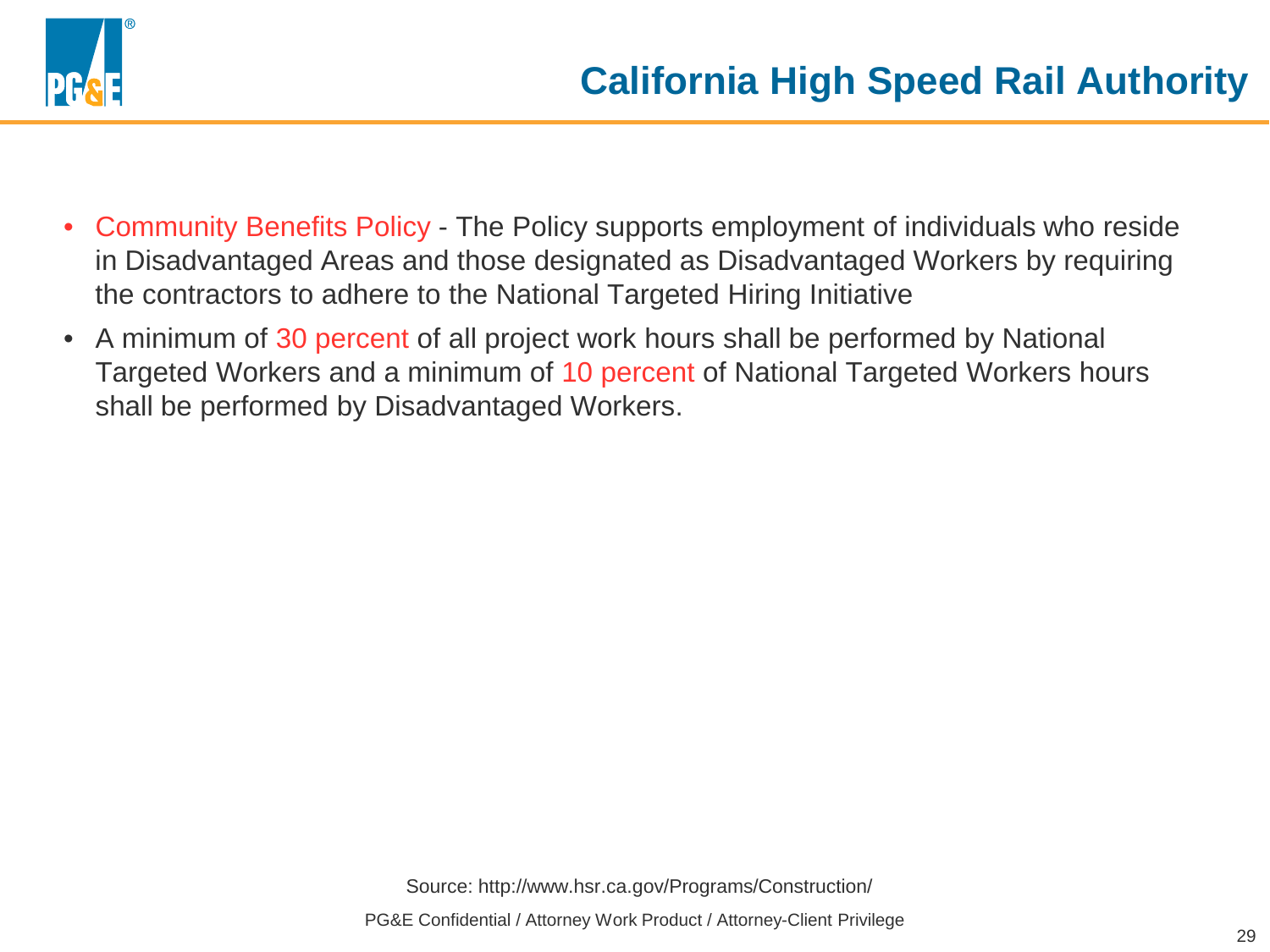# California High Speed Rail Authority

- Community Benefits Policy - The Policy supports employment of individuals who reside in Disadvantaged Areas and those designated as Disadvantaged Workers by requiring the contractors to adhere to the National Targeted Hiring Initiative
- A minimum of 30 percent of all project work hours shall be performed by National Targeted Workers and a minimum of 10 percent of National Targeted Workers hours shall be performed by Disadvantaged Workers.

Source: http://www.hsr.ca.gov/Programs/Construction/

PG&E Confidential / Attorney Work Product / Attorney-Client Privilege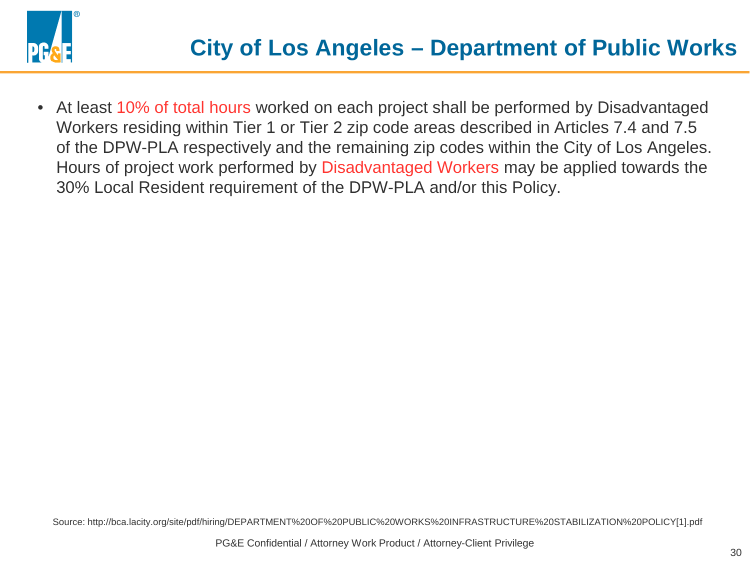# City of Los Angeles – Department of Public Works

- At least 10% of total hours worked on each project shall be performed by Disadvantaged Workers residing within Tier 1 or Tier 2 zip code areas described in Articles 7.4 and 7.5 of the DPW-PLA respectively and the remaining zip codes within the City of Los Angeles. Hours of project work performed by Disadvantaged Workers may be applied towards the 30% Local Resident requirement of the DPW-PLA and/or this Policy.

Source: http://bca.lacity.org/site/pdf/hiring/DEPARTMENT%20OF%20PUBLIC%20WORKS%20INFRASTRUCTURE%20STABILIZATION%20POLICY[1].pdf

PG&E Confidential / Attorney Work Product / Attorney-Client Privilege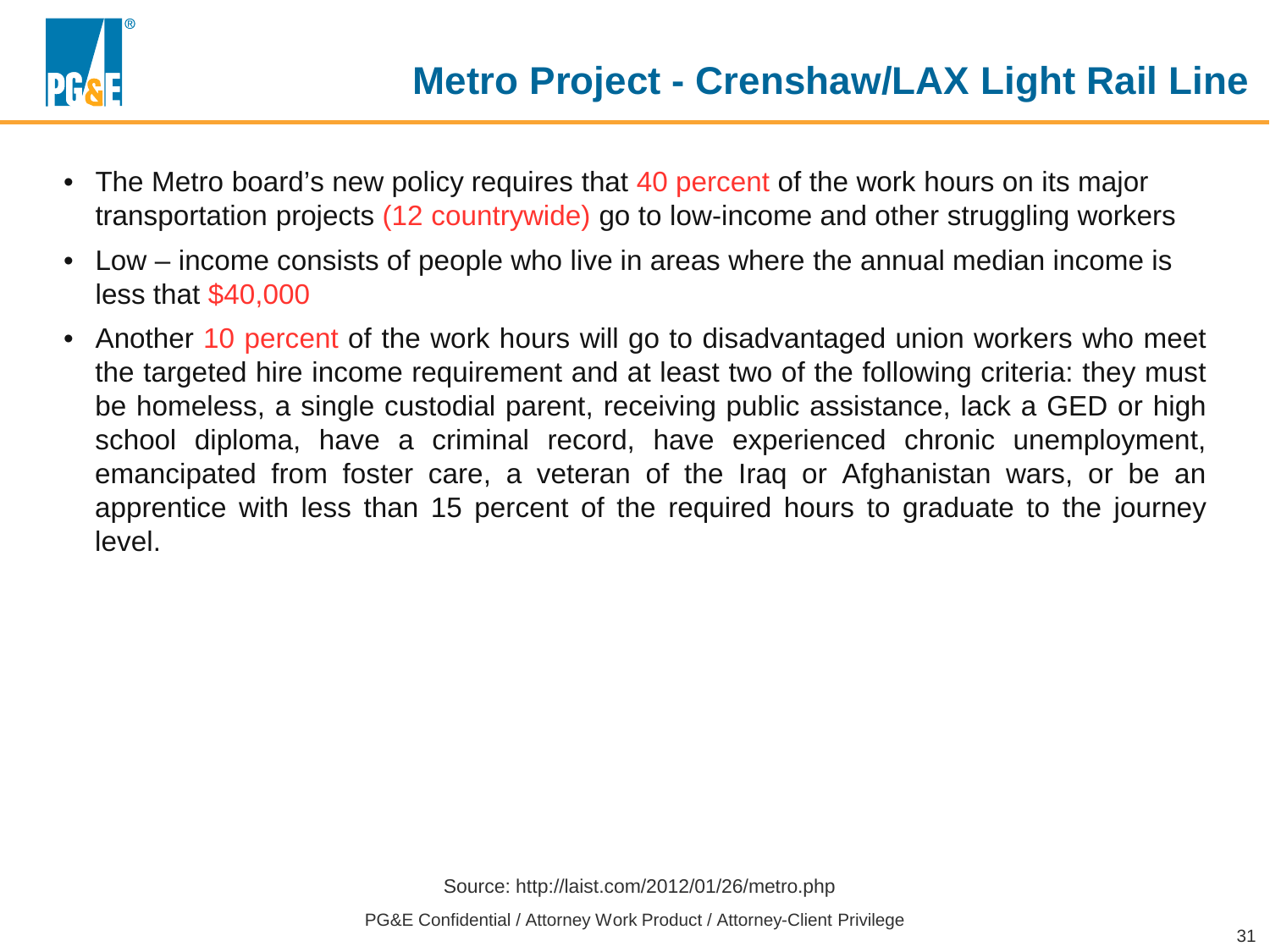# Metro Project - Crenshaw/LAX Light Rail Line

- The Metro board's new policy requires that 40 percent of the work hours on its major transportation projects (12 countrywide) go to low-income and other struggling workers
- Low – income consists of people who live in areas where the annual median income is less that $40,000
- Another 10 percent of the work hours will go to disadvantaged union workers who meet the targeted hire income requirement and at least two of the following criteria: they must be homeless, a single custodial parent, receiving public assistance, lack a GED or high school diploma, have a criminal record, have experienced chronic unemployment, emancipated from foster care, a veteran of the Iraq or Afghanistan wars, or be an apprentice with less than 15 percent of the required hours to graduate to the journey level.

Source: http://laist.com/2012/01/26/metro.php

PG&E Confidential / Attorney Work Product / Attorney-Client Privilege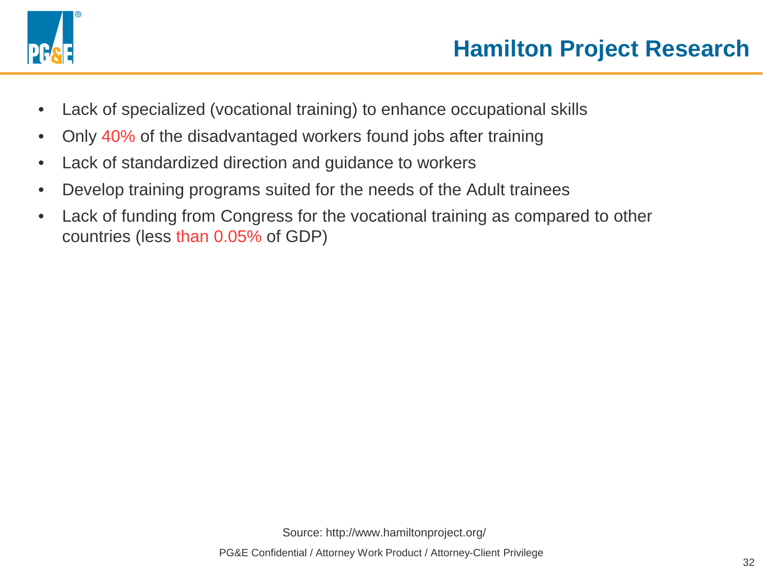# Hamilton Project Research

- Lack of specialized (vocational training) to enhance occupational skills
- Only 40% of the disadvantaged workers found jobs after training
- Lack of standardized direction and guidance to workers
- Develop training programs suited for the needs of the Adult trainees
- Lack of funding from Congress for the vocational training as compared to other countries (less than 0.05% of GDP)

Source: http://www.hamiltonproject.org/

PG&E Confidential / Attorney Work Product / Attorney-Client Privilege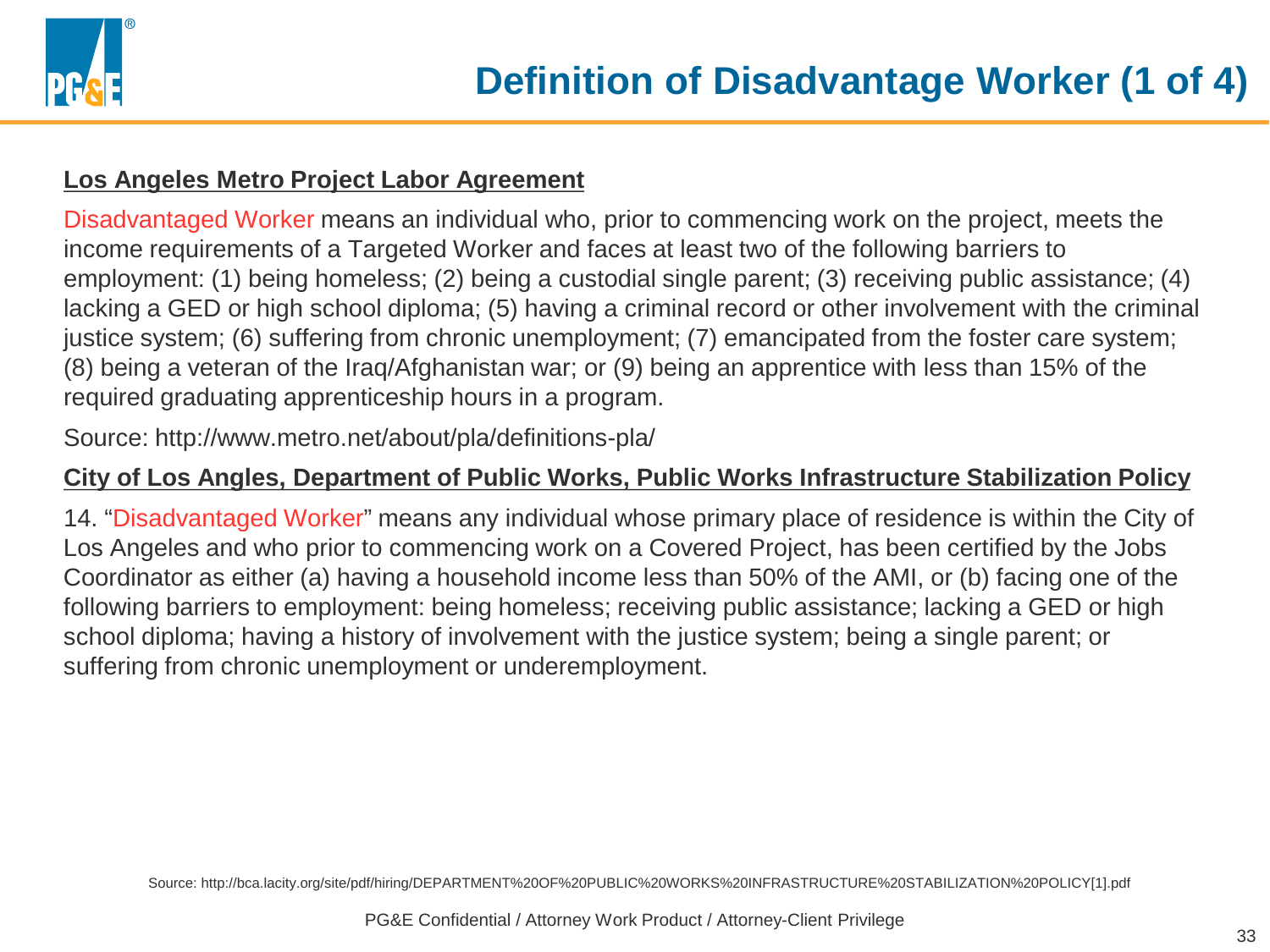# Definition of Disadvantage Worker (1 of 4)

**Los Angeles Metro Project Labor Agreement**

Disadvantaged Worker means an individual who, prior to commencing work on the project, meets the income requirements of a Targeted Worker and faces at least two of the following barriers to employment: (1) being homeless; (2) being a custodial single parent; (3) receiving public assistance; (4) lacking a GED or high school diploma; (5) having a criminal record or other involvement with the criminal justice system; (6) suffering from chronic unemployment; (7) emancipated from the foster care system; (8) being a veteran of the Iraq/Afghanistan war; or (9) being an apprentice with less than 15% of the required graduating apprenticeship hours in a program.

Source: http://www.metro.net/about/pla/definitions-pla/

**City of Los Angles, Department of Public Works, Public Works Infrastructure Stabilization Policy**

14. "Disadvantaged Worker" means any individual whose primary place of residence is within the City of Los Angeles and who prior to commencing work on a Covered Project, has been certified by the Jobs Coordinator as either (a) having a household income less than 50% of the AMI, or (b) facing one of the following barriers to employment: being homeless; receiving public assistance; lacking a GED or high school diploma; having a history of involvement with the justice system; being a single parent; or suffering from chronic unemployment or underemployment.

Source: http://bca.lacity.org/site/pdf/hiring/DEPARTMENT%20OF%20PUBLIC%20WORKS%20INFRASTRUCTURE%20STABILIZATION%20POLICY[1].pdf

PG&E Confidential / Attorney Work Product / Attorney-Client Privilege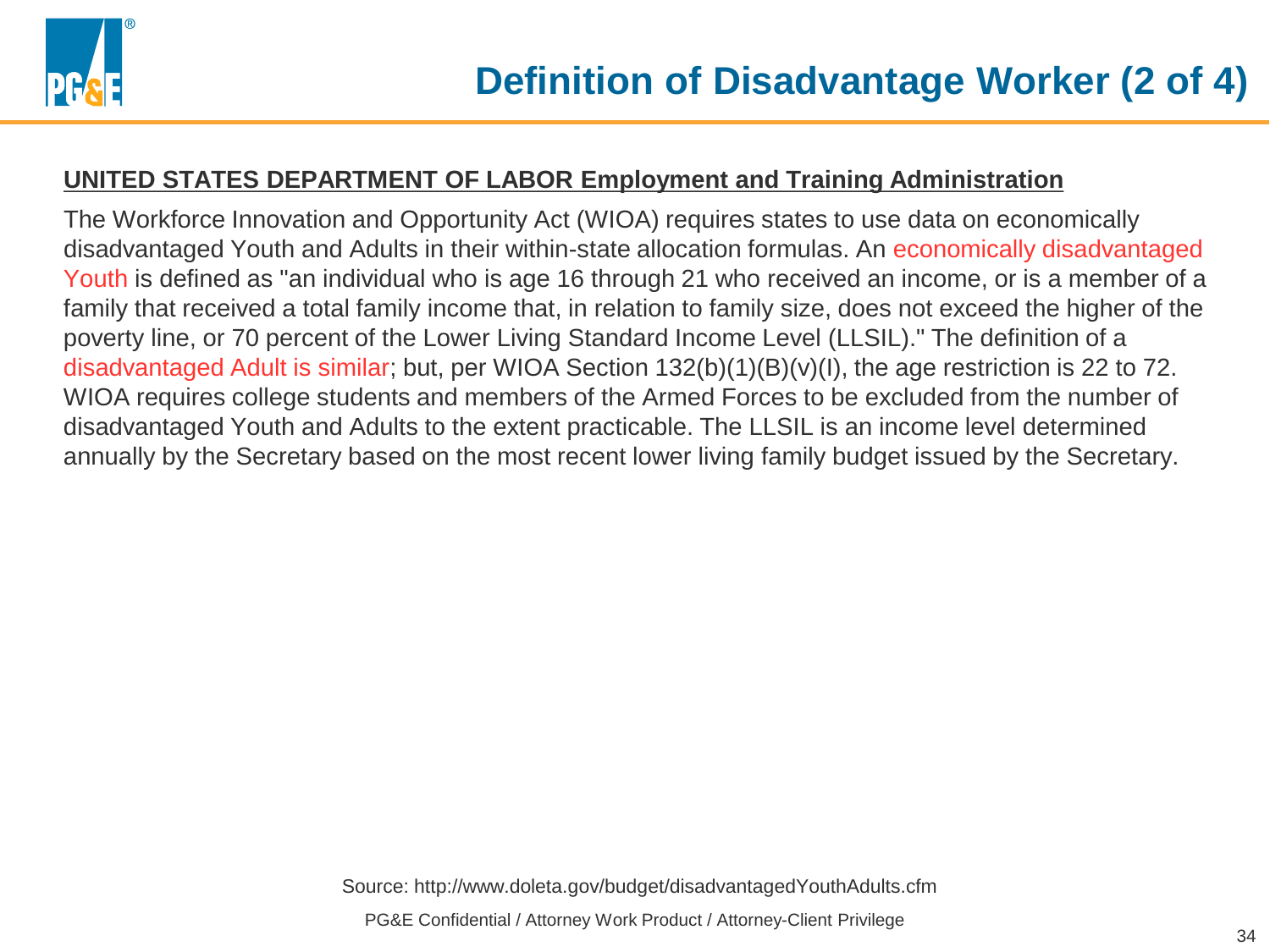# Definition of Disadvantage Worker (2 of 4)

**UNITED STATES DEPARTMENT OF LABOR Employment and Training Administration**

The Workforce Innovation and Opportunity Act (WIOA) requires states to use data on economically disadvantaged Youth and Adults in their within-state allocation formulas. An economically disadvantaged Youth is defined as "an individual who is age 16 through 21 who received an income, or is a member of a family that received a total family income that, in relation to family size, does not exceed the higher of the poverty line, or 70 percent of the Lower Living Standard Income Level (LLSIL)." The definition of a disadvantaged Adult is similar; but, per WIOA Section 132(b)(1)(B)(v)(I), the age restriction is 22 to 72. WIOA requires college students and members of the Armed Forces to be excluded from the number of disadvantaged Youth and Adults to the extent practicable. The LLSIL is an income level determined annually by the Secretary based on the most recent lower living family budget issued by the Secretary.

Source: http://www.doleta.gov/budget/disadvantagedYouthAdults.cfm

PG&E Confidential / Attorney Work Product / Attorney-Client Privilege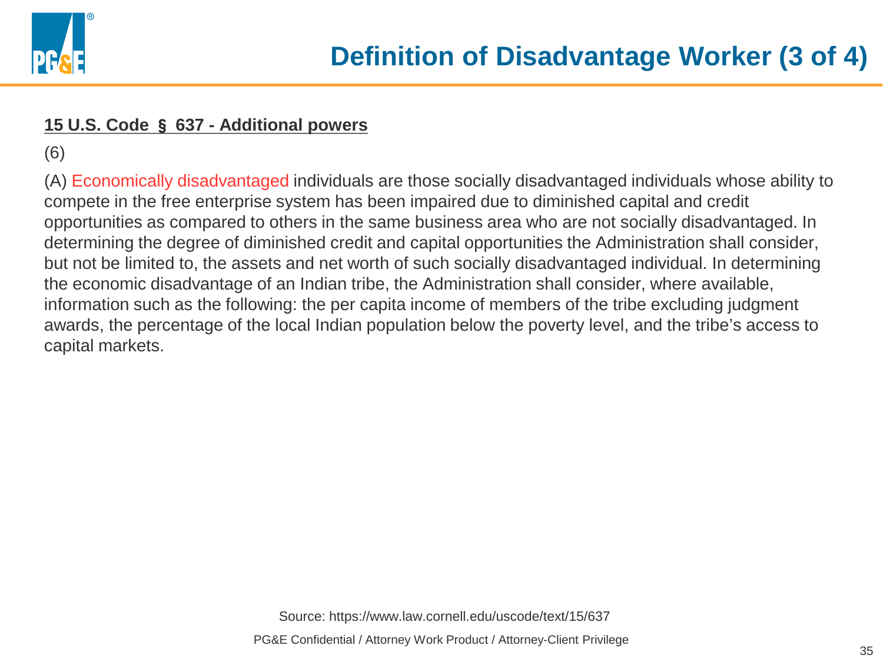# Definition of Disadvantage Worker (3 of 4)

**15 U.S. Code § 637 - Additional powers**

(6)

(A) Economically disadvantaged individuals are those socially disadvantaged individuals whose ability to compete in the free enterprise system has been impaired due to diminished capital and credit opportunities as compared to others in the same business area who are not socially disadvantaged. In determining the degree of diminished credit and capital opportunities the Administration shall consider, but not be limited to, the assets and net worth of such socially disadvantaged individual. In determining the economic disadvantage of an Indian tribe, the Administration shall consider, where available, information such as the following: the per capita income of members of the tribe excluding judgment awards, the percentage of the local Indian population below the poverty level, and the tribe's access to capital markets.

Source: https://www.law.cornell.edu/uscode/text/15/637

PG&E Confidential / Attorney Work Product / Attorney-Client Privilege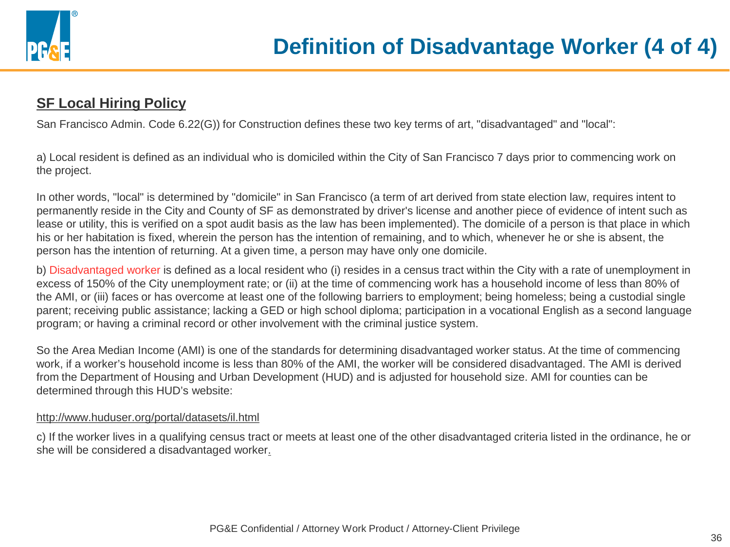# Definition of Disadvantage Worker (4 of 4)

## SF Local Hiring Policy

San Francisco Admin. Code 6.22(G)) for Construction defines these two key terms of art, "disadvantaged" and "local":

a) Local resident is defined as an individual who is domiciled within the City of San Francisco 7 days prior to commencing work on the project.

In other words, "local" is determined by "domicile" in San Francisco (a term of art derived from state election law, requires intent to permanently reside in the City and County of SF as demonstrated by driver's license and another piece of evidence of intent such as lease or utility, this is verified on a spot audit basis as the law has been implemented). The domicile of a person is that place in which his or her habitation is fixed, wherein the person has the intention of remaining, and to which, whenever he or she is absent, the person has the intention of returning. At a given time, a person may have only one domicile.

b) Disadvantaged worker is defined as a local resident who (i) resides in a census tract within the City with a rate of unemployment in excess of 150% of the City unemployment rate; or (ii) at the time of commencing work has a household income of less than 80% of the AMI, or (iii) faces or has overcome at least one of the following barriers to employment; being homeless; being a custodial single parent; receiving public assistance; lacking a GED or high school diploma; participation in a vocational English as a second language program; or having a criminal record or other involvement with the criminal justice system.

So the Area Median Income (AMI) is one of the standards for determining disadvantaged worker status. At the time of commencing work, if a worker's household income is less than 80% of the AMI, the worker will be considered disadvantaged. The AMI is derived from the Department of Housing and Urban Development (HUD) and is adjusted for household size. AMI for counties can be determined through this HUD's website:

http://www.huduser.org/portal/datasets/il.html

c) If the worker lives in a qualifying census tract or meets at least one of the other disadvantaged criteria listed in the ordinance, he or she will be considered a disadvantaged worker.

PG&E Confidential / Attorney Work Product / Attorney-Client Privilege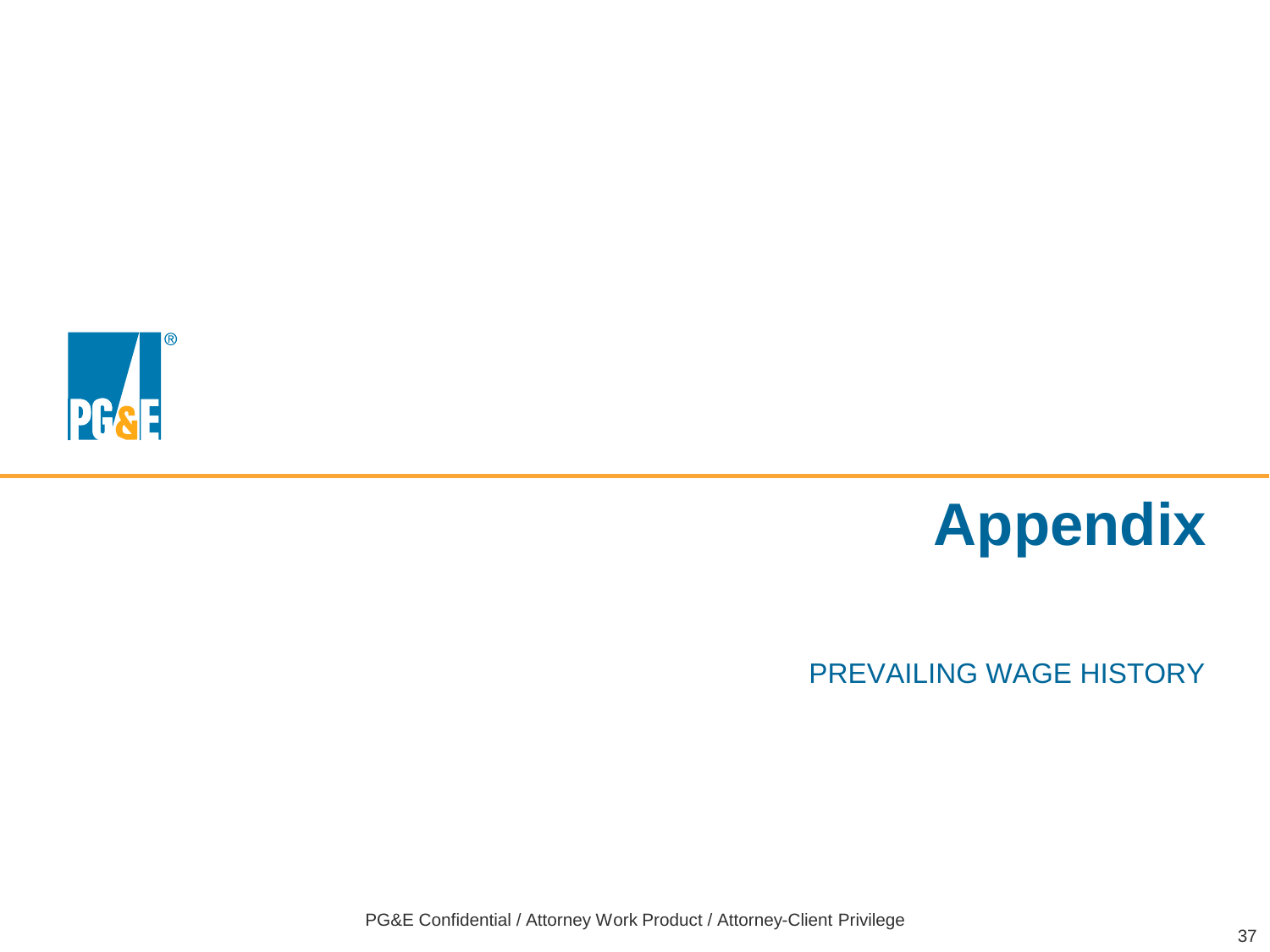# Appendix

PREVAILING WAGE HISTORY

PG&E Confidential / Attorney Work Product / Attorney-Client Privilege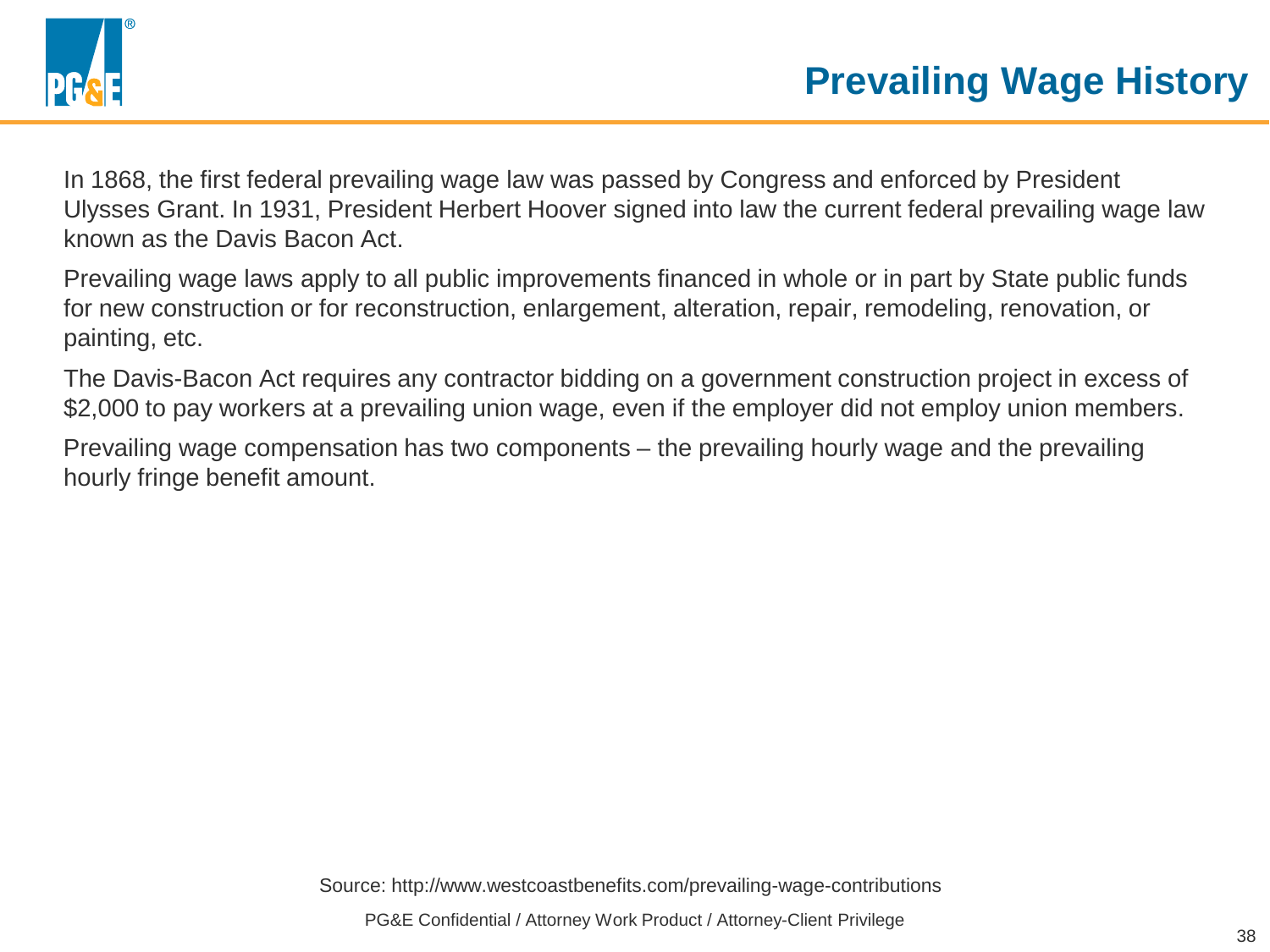# Prevailing Wage History

In 1868, the first federal prevailing wage law was passed by Congress and enforced by President Ulysses Grant. In 1931, President Herbert Hoover signed into law the current federal prevailing wage law known as the Davis Bacon Act.

Prevailing wage laws apply to all public improvements financed in whole or in part by State public funds for new construction or for reconstruction, enlargement, alteration, repair, remodeling, renovation, or painting, etc.

The Davis-Bacon Act requires any contractor bidding on a government construction project in excess of $2,000 to pay workers at a prevailing union wage, even if the employer did not employ union members.

Prevailing wage compensation has two components – the prevailing hourly wage and the prevailing hourly fringe benefit amount.

Source: http://www.westcoastbenefits.com/prevailing-wage-contributions

PG&E Confidential / Attorney Work Product / Attorney-Client Privilege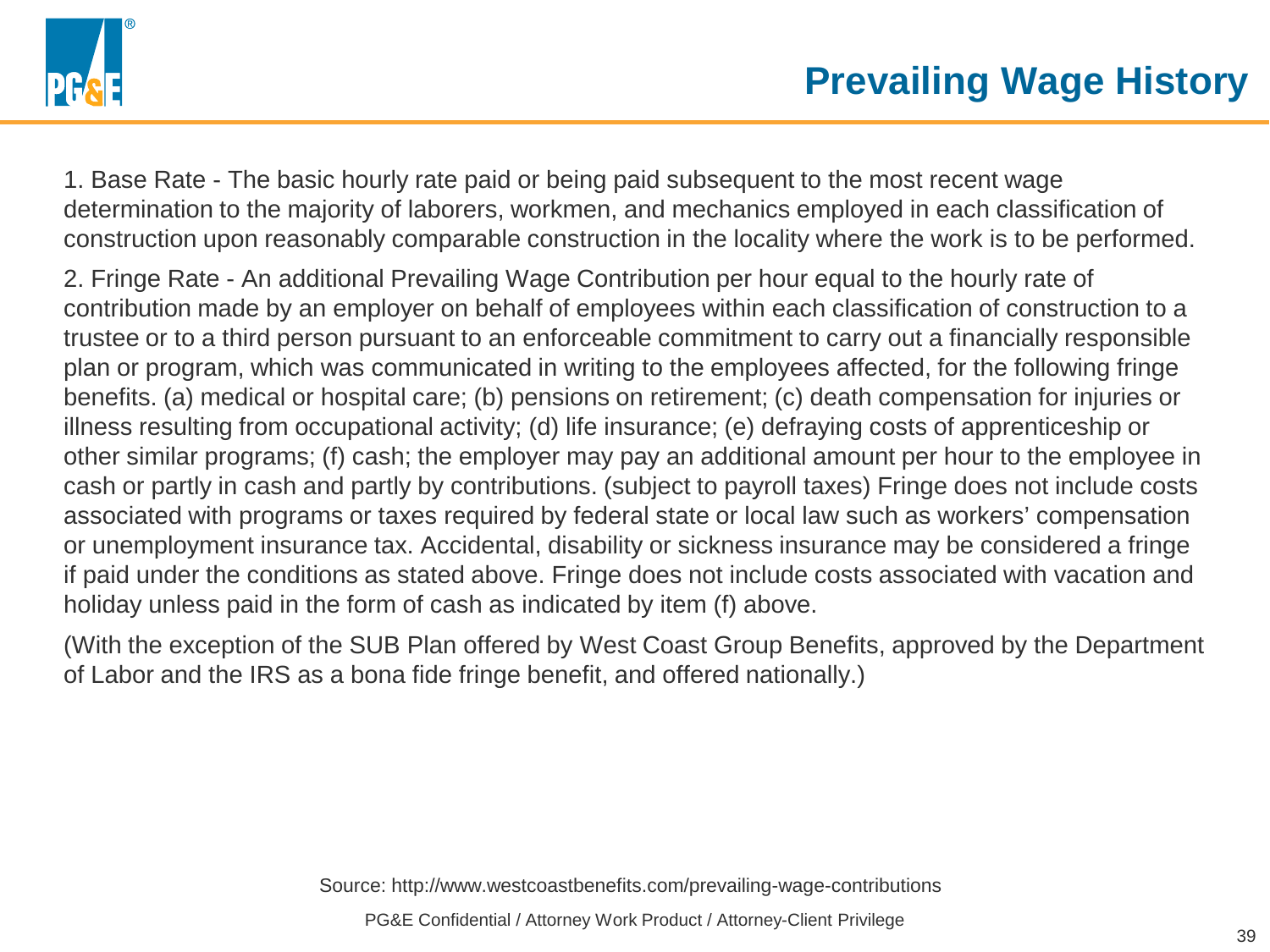# Prevailing Wage History

1. Base Rate - The basic hourly rate paid or being paid subsequent to the most recent wage determination to the majority of laborers, workmen, and mechanics employed in each classification of construction upon reasonably comparable construction in the locality where the work is to be performed.

2. Fringe Rate - An additional Prevailing Wage Contribution per hour equal to the hourly rate of contribution made by an employer on behalf of employees within each classification of construction to a trustee or to a third person pursuant to an enforceable commitment to carry out a financially responsible plan or program, which was communicated in writing to the employees affected, for the following fringe benefits. (a) medical or hospital care; (b) pensions on retirement; (c) death compensation for injuries or illness resulting from occupational activity; (d) life insurance; (e) defraying costs of apprenticeship or other similar programs; (f) cash; the employer may pay an additional amount per hour to the employee in cash or partly in cash and partly by contributions. (subject to payroll taxes) Fringe does not include costs associated with programs or taxes required by federal state or local law such as workers' compensation or unemployment insurance tax. Accidental, disability or sickness insurance may be considered a fringe if paid under the conditions as stated above. Fringe does not include costs associated with vacation and holiday unless paid in the form of cash as indicated by item (f) above.

(With the exception of the SUB Plan offered by West Coast Group Benefits, approved by the Department of Labor and the IRS as a bona fide fringe benefit, and offered nationally.)

Source: http://www.westcoastbenefits.com/prevailing-wage-contributions

PG&E Confidential / Attorney Work Product / Attorney-Client Privilege